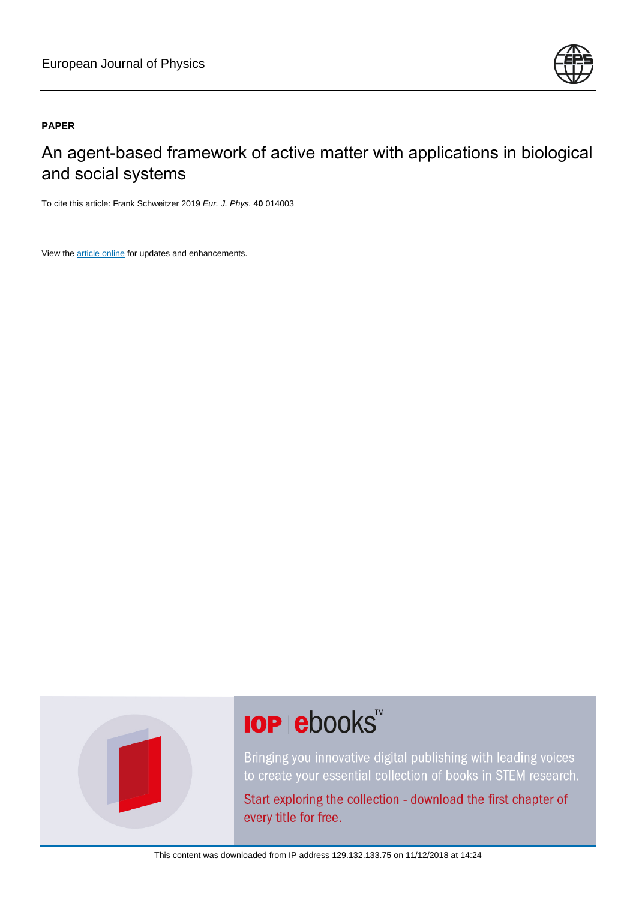European Journal of Physics

**PAPER**

# An agent-based framework of active matter with applications in biological and social systems

To cite this article: Frank Schweitzer 2019 *Eur. J. Phys.* **40** 014003

View the article online for updates and enhancements.

This content was downloaded from IP address 129.132.133.75 on 11/12/2018 at 14:24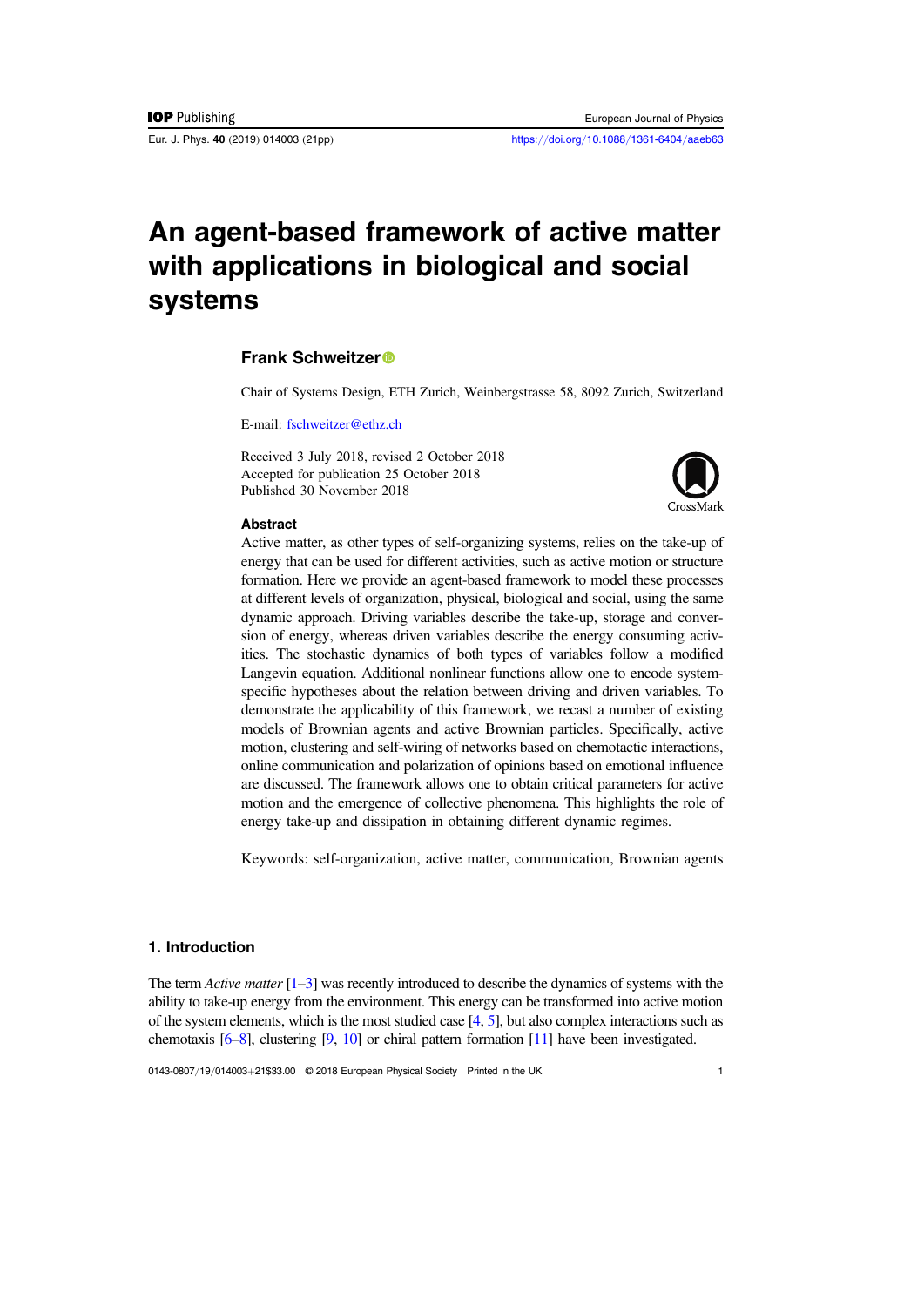# An agent-based framework of active matter with applications in biological and social systems

## Frank Schweitzer

Chair of Systems Design, ETH Zurich, Weinbergstrasse 58, 8092 Zurich, Switzerland

E-mail: fschweitzer@ethz.ch

Received 3 July 2018, revised 2 October 2018
Accepted for publication 25 October 2018
Published 30 November 2018

### Abstract

Active matter, as other types of self-organizing systems, relies on the take-up of energy that can be used for different activities, such as active motion or structure formation. Here we provide an agent-based framework to model these processes at different levels of organization, physical, biological and social, using the same dynamic approach. Driving variables describe the take-up, storage and conversion of energy, whereas driven variables describe the energy consuming activities. The stochastic dynamics of both types of variables follow a modified Langevin equation. Additional nonlinear functions allow one to encode system-specific hypotheses about the relation between driving and driven variables. To demonstrate the applicability of this framework, we recast a number of existing models of Brownian agents and active Brownian particles. Specifically, active motion, clustering and self-wiring of networks based on chemotactic interactions, online communication and polarization of opinions based on emotional influence are discussed. The framework allows one to obtain critical parameters for active motion and the emergence of collective phenomena. This highlights the role of energy take-up and dissipation in obtaining different dynamic regimes.

Keywords: self-organization, active matter, communication, Brownian agents

## 1. Introduction

The term *Active matter* [1–3] was recently introduced to describe the dynamics of systems with the ability to take-up energy from the environment. This energy can be transformed into active motion of the system elements, which is the most studied case [4, 5], but also complex interactions such as chemotaxis [6–8], clustering [9, 10] or chiral pattern formation [11] have been investigated.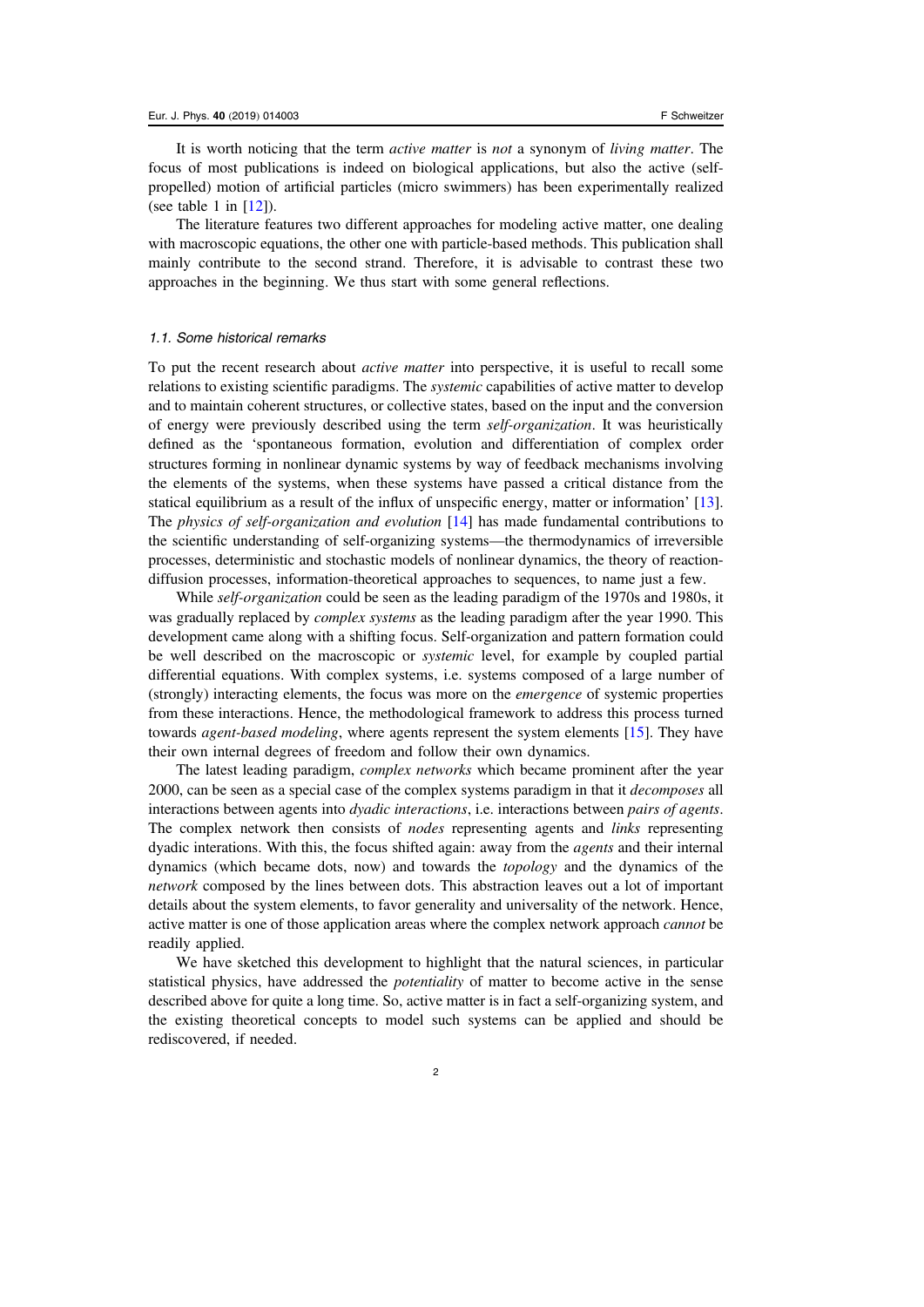It is worth noticing that the term *active matter* is *not* a synonym of *living matter*. The focus of most publications is indeed on biological applications, but also the active (self-propelled) motion of artificial particles (micro swimmers) has been experimentally realized (see table 1 in [12]).

The literature features two different approaches for modeling active matter, one dealing with macroscopic equations, the other one with particle-based methods. This publication shall mainly contribute to the second strand. Therefore, it is advisable to contrast these two approaches in the beginning. We thus start with some general reflections.

### 1.1. Some historical remarks

To put the recent research about *active matter* into perspective, it is useful to recall some relations to existing scientific paradigms. The *systemic* capabilities of active matter to develop and to maintain coherent structures, or collective states, based on the input and the conversion of energy were previously described using the term *self-organization*. It was heuristically defined as the 'spontaneous formation, evolution and differentiation of complex order structures forming in nonlinear dynamic systems by way of feedback mechanisms involving the elements of the systems, when these systems have passed a critical distance from the statical equilibrium as a result of the influx of unspecific energy, matter or information' [13]. The *physics of self-organization and evolution* [14] has made fundamental contributions to the scientific understanding of self-organizing systems—the thermodynamics of irreversible processes, deterministic and stochastic models of nonlinear dynamics, the theory of reaction-diffusion processes, information-theoretical approaches to sequences, to name just a few.

While *self-organization* could be seen as the leading paradigm of the 1970s and 1980s, it was gradually replaced by *complex systems* as the leading paradigm after the year 1990. This development came along with a shifting focus. Self-organization and pattern formation could be well described on the macroscopic or *systemic* level, for example by coupled partial differential equations. With complex systems, i.e. systems composed of a large number of (strongly) interacting elements, the focus was more on the *emergence* of systemic properties from these interactions. Hence, the methodological framework to address this process turned towards *agent-based modeling*, where agents represent the system elements [15]. They have their own internal degrees of freedom and follow their own dynamics.

The latest leading paradigm, *complex networks* which became prominent after the year 2000, can be seen as a special case of the complex systems paradigm in that it *decomposes* all interactions between agents into *dyadic interactions*, i.e. interactions between *pairs of agents*. The complex network then consists of *nodes* representing agents and *links* representing dyadic interations. With this, the focus shifted again: away from the *agents* and their internal dynamics (which became dots, now) and towards the *topology* and the dynamics of the *network* composed by the lines between dots. This abstraction leaves out a lot of important details about the system elements, to favor generality and universality of the network. Hence, active matter is one of those application areas where the complex network approach *cannot* be readily applied.

We have sketched this development to highlight that the natural sciences, in particular statistical physics, have addressed the *potentiality* of matter to become active in the sense described above for quite a long time. So, active matter is in fact a self-organizing system, and the existing theoretical concepts to model such systems can be applied and should be rediscovered, if needed.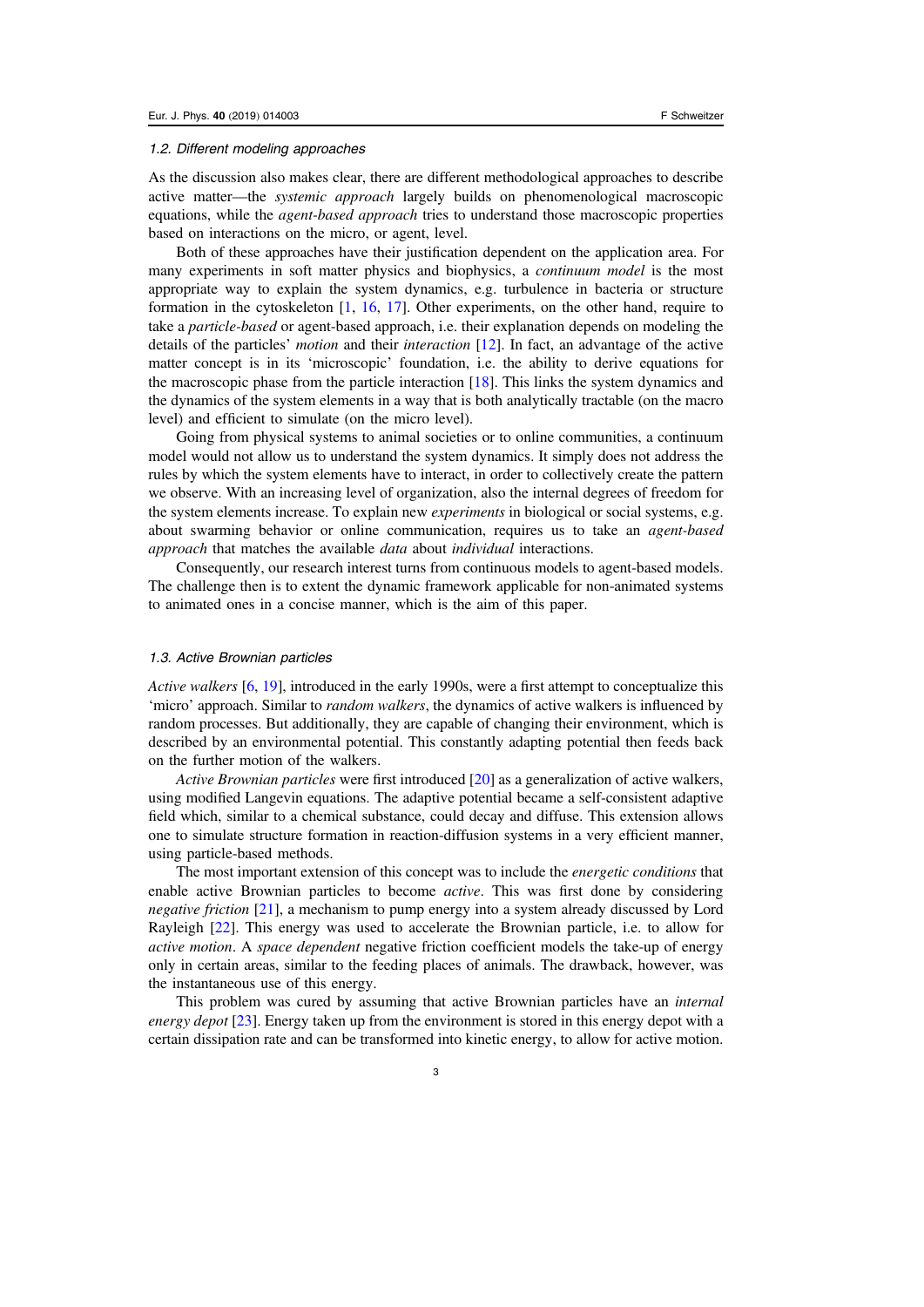### 1.2. Different modeling approaches

As the discussion also makes clear, there are different methodological approaches to describe active matter—the *systemic approach* largely builds on phenomenological macroscopic equations, while the *agent-based approach* tries to understand those macroscopic properties based on interactions on the micro, or agent, level.

Both of these approaches have their justification dependent on the application area. For many experiments in soft matter physics and biophysics, a *continuum model* is the most appropriate way to explain the system dynamics, e.g. turbulence in bacteria or structure formation in the cytoskeleton [1, 16, 17]. Other experiments, on the other hand, require to take a *particle-based* or agent-based approach, i.e. their explanation depends on modeling the details of the particles' *motion* and their *interaction* [12]. In fact, an advantage of the active matter concept is in its 'microscopic' foundation, i.e. the ability to derive equations for the macroscopic phase from the particle interaction [18]. This links the system dynamics and the dynamics of the system elements in a way that is both analytically tractable (on the macro level) and efficient to simulate (on the micro level).

Going from physical systems to animal societies or to online communities, a continuum model would not allow us to understand the system dynamics. It simply does not address the rules by which the system elements have to interact, in order to collectively create the pattern we observe. With an increasing level of organization, also the internal degrees of freedom for the system elements increase. To explain new *experiments* in biological or social systems, e.g. about swarming behavior or online communication, requires us to take an *agent-based approach* that matches the available *data* about *individual* interactions.

Consequently, our research interest turns from continuous models to agent-based models. The challenge then is to extent the dynamic framework applicable for non-animated systems to animated ones in a concise manner, which is the aim of this paper.

### 1.3. Active Brownian particles

*Active walkers* [6, 19], introduced in the early 1990s, were a first attempt to conceptualize this 'micro' approach. Similar to *random walkers*, the dynamics of active walkers is influenced by random processes. But additionally, they are capable of changing their environment, which is described by an environmental potential. This constantly adapting potential then feeds back on the further motion of the walkers.

*Active Brownian particles* were first introduced [20] as a generalization of active walkers, using modified Langevin equations. The adaptive potential became a self-consistent adaptive field which, similar to a chemical substance, could decay and diffuse. This extension allows one to simulate structure formation in reaction-diffusion systems in a very efficient manner, using particle-based methods.

The most important extension of this concept was to include the *energetic conditions* that enable active Brownian particles to become *active*. This was first done by considering *negative friction* [21], a mechanism to pump energy into a system already discussed by Lord Rayleigh [22]. This energy was used to accelerate the Brownian particle, i.e. to allow for *active motion*. A *space dependent* negative friction coefficient models the take-up of energy only in certain areas, similar to the feeding places of animals. The drawback, however, was the instantaneous use of this energy.

This problem was cured by assuming that active Brownian particles have an *internal energy depot* [23]. Energy taken up from the environment is stored in this energy depot with a certain dissipation rate and can be transformed into kinetic energy, to allow for active motion.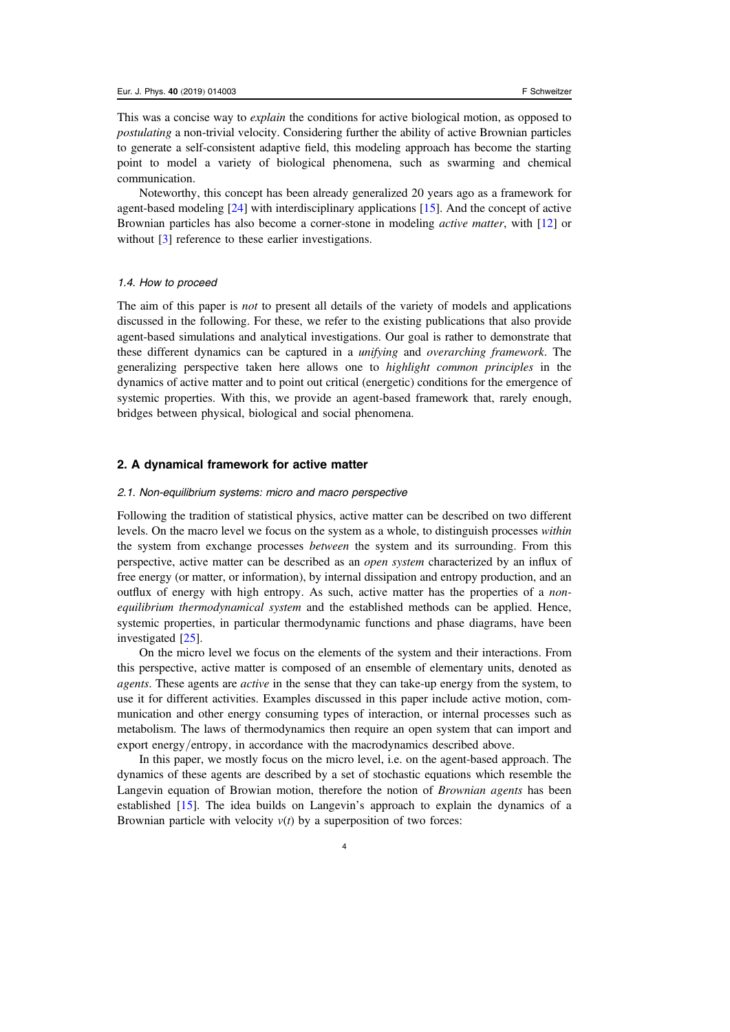This was a concise way to *explain* the conditions for active biological motion, as opposed to *postulating* a non-trivial velocity. Considering further the ability of active Brownian particles to generate a self-consistent adaptive field, this modeling approach has become the starting point to model a variety of biological phenomena, such as swarming and chemical communication.

Noteworthy, this concept has been already generalized 20 years ago as a framework for agent-based modeling [24] with interdisciplinary applications [15]. And the concept of active Brownian particles has also become a corner-stone in modeling *active matter*, with [12] or without [3] reference to these earlier investigations.

### 1.4. How to proceed

The aim of this paper is *not* to present all details of the variety of models and applications discussed in the following. For these, we refer to the existing publications that also provide agent-based simulations and analytical investigations. Our goal is rather to demonstrate that these different dynamics can be captured in a *unifying* and *overarching framework*. The generalizing perspective taken here allows one to *highlight common principles* in the dynamics of active matter and to point out critical (energetic) conditions for the emergence of systemic properties. With this, we provide an agent-based framework that, rarely enough, bridges between physical, biological and social phenomena.

## 2. A dynamical framework for active matter

### 2.1. Non-equilibrium systems: micro and macro perspective

Following the tradition of statistical physics, active matter can be described on two different levels. On the macro level we focus on the system as a whole, to distinguish processes *within* the system from exchange processes *between* the system and its surrounding. From this perspective, active matter can be described as an *open system* characterized by an influx of free energy (or matter, or information), by internal dissipation and entropy production, and an outflux of energy with high entropy. As such, active matter has the properties of a *non-equilibrium thermodynamical system* and the established methods can be applied. Hence, systemic properties, in particular thermodynamic functions and phase diagrams, have been investigated [25].

On the micro level we focus on the elements of the system and their interactions. From this perspective, active matter is composed of an ensemble of elementary units, denoted as *agents*. These agents are *active* in the sense that they can take-up energy from the system, to use it for different activities. Examples discussed in this paper include active motion, communication and other energy consuming types of interaction, or internal processes such as metabolism. The laws of thermodynamics then require an open system that can import and export energy/entropy, in accordance with the macrodynamics described above.

In this paper, we mostly focus on the micro level, i.e. on the agent-based approach. The dynamics of these agents are described by a set of stochastic equations which resemble the Langevin equation of Browian motion, therefore the notion of *Brownian agents* has been established [15]. The idea builds on Langevin's approach to explain the dynamics of a Brownian particle with velocity $v(t)$ by a superposition of two forces: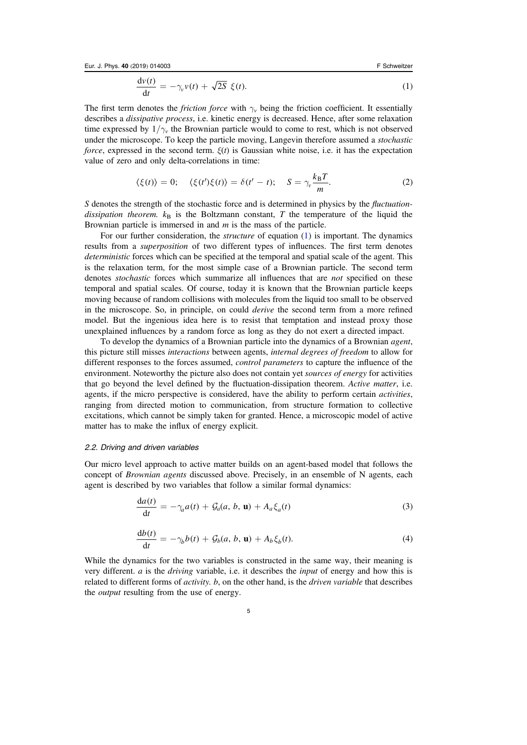$$\frac{\mathrm{d}v(t)}{\mathrm{d}t} = -\gamma_v v(t) + \sqrt{2S}\ \xi(t). \tag{1}$$

The first term denotes the *friction force* with $\gamma_v$ being the friction coefficient. It essentially describes a *dissipative process*, i.e. kinetic energy is decreased. Hence, after some relaxation time expressed by $1/\gamma_v$ the Brownian particle would to come to rest, which is not observed under the microscope. To keep the particle moving, Langevin therefore assumed a *stochastic force*, expressed in the second term. $\xi(t)$ is Gaussian white noise, i.e. it has the expectation value of zero and only delta-correlations in time:

$$\langle \xi(t) \rangle = 0; \quad \langle \xi(t')\xi(t) \rangle = \delta(t' - t); \quad S = \gamma_v \frac{k_\mathrm{B} T}{m}. \tag{2}$$

$S$ denotes the strength of the stochastic force and is determined in physics by the *fluctuation-dissipation theorem.* $k_\mathrm{B}$ is the Boltzmann constant, $T$ the temperature of the liquid the Brownian particle is immersed in and $m$ is the mass of the particle.

For our further consideration, the *structure* of equation (1) is important. The dynamics results from a *superposition* of two different types of influences. The first term denotes *deterministic* forces which can be specified at the temporal and spatial scale of the agent. This is the relaxation term, for the most simple case of a Brownian particle. The second term denotes *stochastic* forces which summarize all influences that are *not* specified on these temporal and spatial scales. Of course, today it is known that the Brownian particle keeps moving because of random collisions with molecules from the liquid too small to be observed in the microscope. So, in principle, on could *derive* the second term from a more refined model. But the ingenious idea here is to resist that temptation and instead proxy those unexplained influences by a random force as long as they do not exert a directed impact.

To develop the dynamics of a Brownian particle into the dynamics of a Brownian *agent*, this picture still misses *interactions* between agents, *internal degrees of freedom* to allow for different responses to the forces assumed, *control parameters* to capture the influence of the environment. Noteworthy the picture also does not contain yet *sources of energy* for activities that go beyond the level defined by the fluctuation-dissipation theorem. *Active matter*, i.e. agents, if the micro perspective is considered, have the ability to perform certain *activities*, ranging from directed motion to communication, from structure formation to collective excitations, which cannot be simply taken for granted. Hence, a microscopic model of active matter has to make the influx of energy explicit.

### *2.2. Driving and driven variables*

Our micro level approach to active matter builds on an agent-based model that follows the concept of *Brownian agents* discussed above. Precisely, in an ensemble of N agents, each agent is described by two variables that follow a similar formal dynamics:

$$\frac{\mathrm{d}a(t)}{\mathrm{d}t} = -\gamma_a a(t) + \mathcal{G}_a(a,\, b,\, \mathbf{u}) + A_a \xi_a(t) \tag{3}$$

$$\frac{\mathrm{d}b(t)}{\mathrm{d}t} = -\gamma_b b(t) + \mathcal{G}_b(a,\, b,\, \mathbf{u}) + A_b \xi_b(t). \tag{4}$$

While the dynamics for the two variables is constructed in the same way, their meaning is very different. $a$ is the *driving* variable, i.e. it describes the *input* of energy and how this is related to different forms of *activity.* $b$, on the other hand, is the *driven variable* that describes the *output* resulting from the use of energy.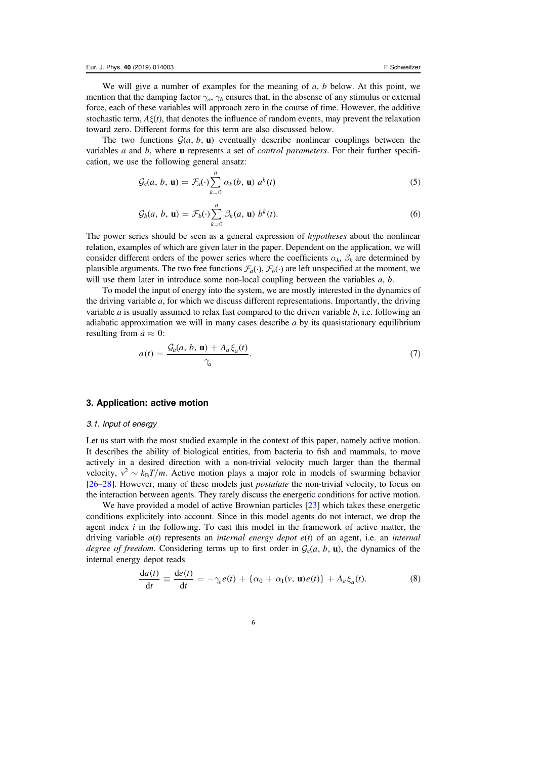We will give a number of examples for the meaning of $a$, $b$ below. At this point, we mention that the damping factor $\gamma_a$, $\gamma_b$ ensures that, in the absense of any stimulus or external force, each of these variables will approach zero in the course of time. However, the additive stochastic term, $A\xi(t)$, that denotes the influence of random events, may prevent the relaxation toward zero. Different forms for this term are also discussed below.

The two functions $\mathcal{G}(a, b, \mathbf{u})$ eventually describe nonlinear couplings between the variables $a$ and $b$, where $\mathbf{u}$ represents a set of *control parameters*. For their further specification, we use the following general ansatz:

$$\mathcal{G}_a(a, b, \mathbf{u}) = \mathcal{F}_a(\cdot) \sum_{k=0}^{n} \alpha_k(b, \mathbf{u})\, a^k(t) \tag{5}$$

$$\mathcal{G}_b(a, b, \mathbf{u}) = \mathcal{F}_b(\cdot) \sum_{k=0}^{n} \beta_k(a, \mathbf{u})\, b^k(t). \tag{6}$$

The power series should be seen as a general expression of *hypotheses* about the nonlinear relation, examples of which are given later in the paper. Dependent on the application, we will consider different orders of the power series where the coefficients $\alpha_k$, $\beta_k$ are determined by plausible arguments. The two free functions $\mathcal{F}_a(\cdot)$, $\mathcal{F}_b(\cdot)$ are left unspecified at the moment, we will use them later in introduce some non-local coupling between the variables $a$, $b$.

To model the input of energy into the system, we are mostly interested in the dynamics of the driving variable $a$, for which we discuss different representations. Importantly, the driving variable $a$ is usually assumed to relax fast compared to the driven variable $b$, i.e. following an adiabatic approximation we will in many cases describe $a$ by its quasistationary equilibrium resulting from $\dot{a} \approx 0$:

$$a(t) = \frac{\mathcal{G}_a(a, b, \mathbf{u}) + A_a \xi_a(t)}{\gamma_a}. \tag{7}$$

## 3. Application: active motion

### 3.1. Input of energy

Let us start with the most studied example in the context of this paper, namely active motion. It describes the ability of biological entities, from bacteria to fish and mammals, to move actively in a desired direction with a non-trivial velocity much larger than the thermal velocity, $v^2 \sim k_B T/m$. Active motion plays a major role in models of swarming behavior [26–28]. However, many of these models just *postulate* the non-trivial velocity, to focus on the interaction between agents. They rarely discuss the energetic conditions for active motion.

We have provided a model of active Brownian particles [23] which takes these energetic conditions explicitely into account. Since in this model agents do not interact, we drop the agent index $i$ in the following. To cast this model in the framework of active matter, the driving variable $a(t)$ represents an *internal energy depot* $e(t)$ of an agent, i.e. an *internal degree of freedom*. Considering terms up to first order in $\mathcal{G}_a(a, b, \mathbf{u})$, the dynamics of the internal energy depot reads

$$\frac{da(t)}{dt} \equiv \frac{de(t)}{dt} = -\gamma_e e(t) + \{\alpha_0 + \alpha_1(v, \mathbf{u}) e(t)\} + A_a \xi_a(t). \tag{8}$$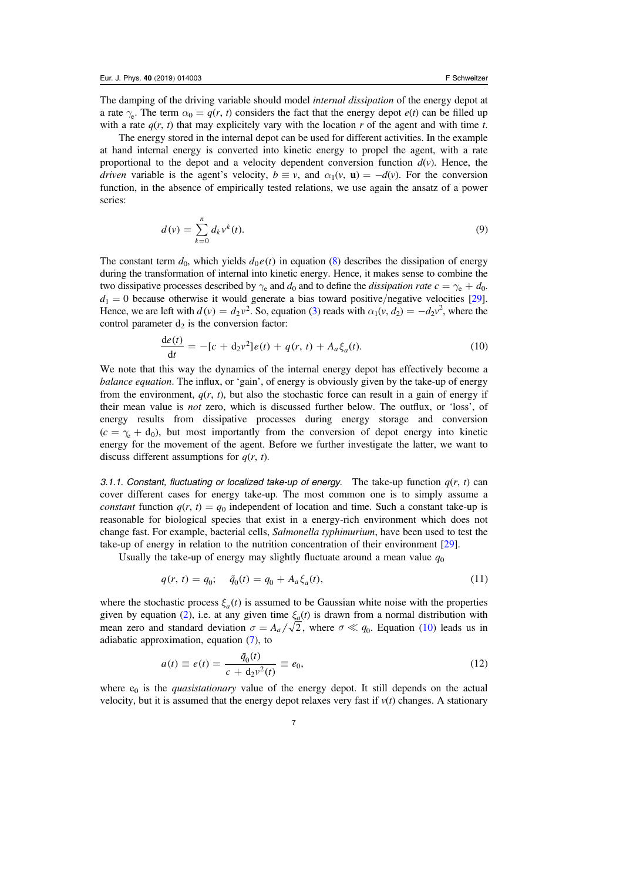The damping of the driving variable should model *internal dissipation* of the energy depot at a rate $\gamma_e$. The term $\alpha_0 = q(r, t)$ considers the fact that the energy depot $e(t)$ can be filled up with a rate $q(r, t)$ that may explicitely vary with the location $r$ of the agent and with time $t$.

The energy stored in the internal depot can be used for different activities. In the example at hand internal energy is converted into kinetic energy to propel the agent, with a rate proportional to the depot and a velocity dependent conversion function $d(v)$. Hence, the *driven* variable is the agent's velocity, $b \equiv v$, and $\alpha_1(v, \mathbf{u}) = -d(v)$. For the conversion function, in the absence of empirically tested relations, we use again the ansatz of a power series:

$$d(v) = \sum_{k=0}^{n} d_k v^k(t). \tag{9}$$

The constant term $d_0$, which yields $d_0 e(t)$ in equation (8) describes the dissipation of energy during the transformation of internal into kinetic energy. Hence, it makes sense to combine the two dissipative processes described by $\gamma_e$ and $d_0$ and to define the *dissipation rate* $c = \gamma_e + d_0$. $d_1 = 0$ because otherwise it would generate a bias toward positive/negative velocities [29]. Hence, we are left with $d(v) = d_2 v^2$. So, equation (3) reads with $\alpha_1(v, d_2) = -d_2 v^2$, where the control parameter $d_2$ is the conversion factor:

$$\frac{\mathrm{d}e(t)}{\mathrm{d}t} = -[c + \mathrm{d}_2 v^2]e(t) + q(r, t) + A_a \xi_a(t). \tag{10}$$

We note that this way the dynamics of the internal energy depot has effectively become a *balance equation*. The influx, or 'gain', of energy is obviously given by the take-up of energy from the environment, $q(r, t)$, but also the stochastic force can result in a gain of energy if their mean value is *not* zero, which is discussed further below. The outflux, or 'loss', of energy results from dissipative processes during energy storage and conversion ($c = \gamma_e + \mathrm{d}_0$), but most importantly from the conversion of depot energy into kinetic energy for the movement of the agent. Before we further investigate the latter, we want to discuss different assumptions for $q(r, t)$.

#### 3.1.1. Constant, fluctuating or localized take-up of energy.

The take-up function $q(r, t)$ can cover different cases for energy take-up. The most common one is to simply assume a *constant* function $q(r, t) = q_0$ independent of location and time. Such a constant take-up is reasonable for biological species that exist in a energy-rich environment which does not change fast. For example, bacterial cells, *Salmonella typhimurium*, have been used to test the take-up of energy in relation to the nutrition concentration of their environment [29].

Usually the take-up of energy may slightly fluctuate around a mean value $q_0$

$$q(r, t) = q_0; \quad \tilde{q}_0(t) = q_0 + A_a \xi_a(t), \tag{11}$$

where the stochastic process $\xi_a(t)$ is assumed to be Gaussian white noise with the properties given by equation (2), i.e. at any given time $\xi_a(t)$ is drawn from a normal distribution with mean zero and standard deviation $\sigma = A_a/\sqrt{2}$, where $\sigma \ll q_0$. Equation (10) leads us in adiabatic approximation, equation (7), to

$$a(t) \equiv e(t) = \frac{\tilde{q}_0(t)}{c + \mathrm{d}_2 v^2(t)} \equiv e_0, \tag{12}$$

where $\mathrm{e}_0$ is the *quasistationary* value of the energy depot. It still depends on the actual velocity, but it is assumed that the energy depot relaxes very fast if $v(t)$ changes. A stationary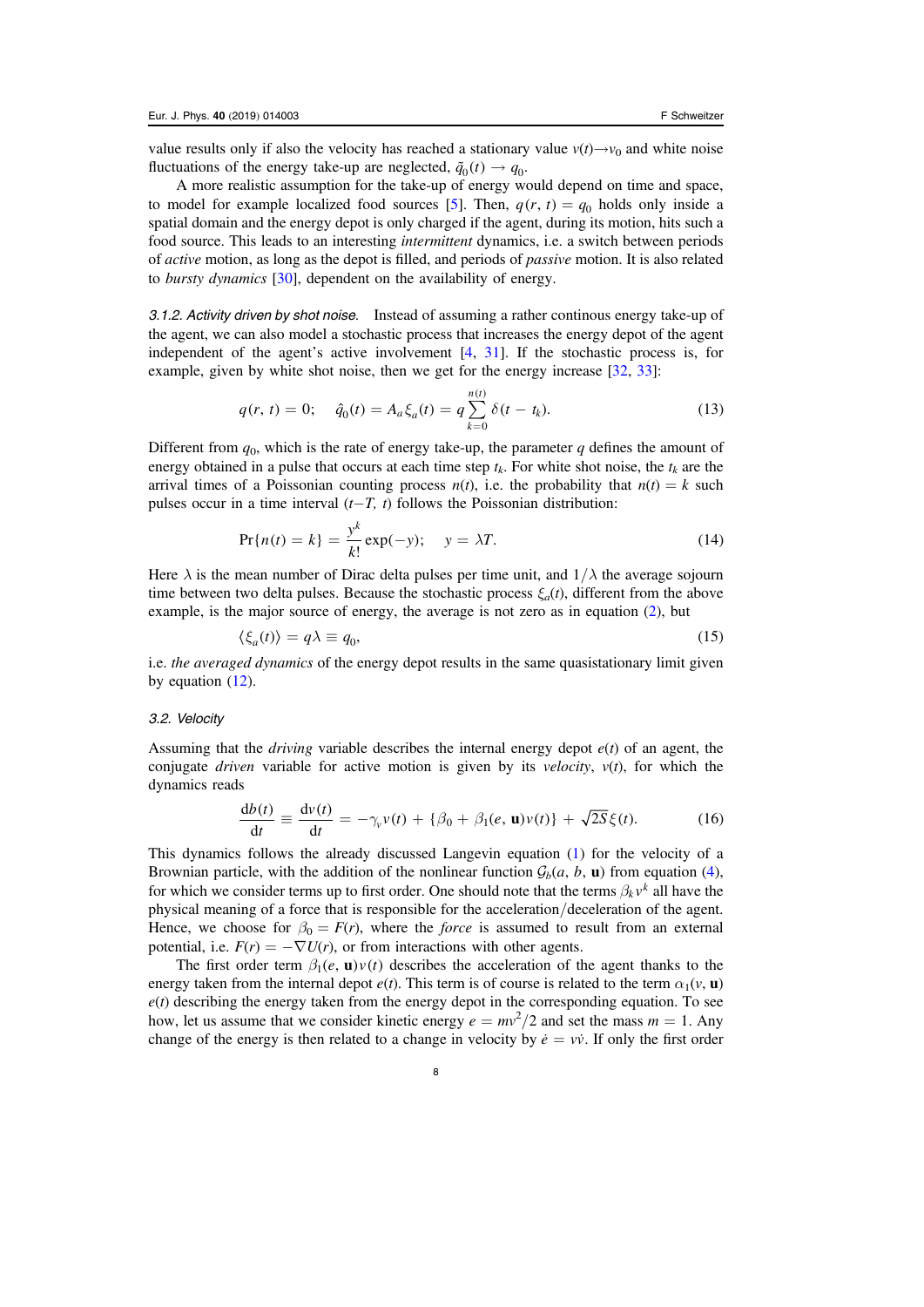value results only if also the velocity has reached a stationary value $v(t) \to v_0$ and white noise fluctuations of the energy take-up are neglected, $\tilde{q}_0(t) \to q_0$.

A more realistic assumption for the take-up of energy would depend on time and space, to model for example localized food sources [5]. Then, $q(r, t) = q_0$ holds only inside a spatial domain and the energy depot is only charged if the agent, during its motion, hits such a food source. This leads to an interesting *intermittent* dynamics, i.e. a switch between periods of *active* motion, as long as the depot is filled, and periods of *passive* motion. It is also related to *bursty dynamics* [30], dependent on the availability of energy.

*3.1.2. Activity driven by shot noise.* Instead of assuming a rather continous energy take-up of the agent, we can also model a stochastic process that increases the energy depot of the agent independent of the agent's active involvement [4, 31]. If the stochastic process is, for example, given by white shot noise, then we get for the energy increase [32, 33]:

$$q(r, t) = 0; \quad \hat{q}_0(t) = A_a \xi_a(t) = q \sum_{k=0}^{n(t)} \delta(t - t_k). \tag{13}$$

Different from $q_0$, which is the rate of energy take-up, the parameter $q$ defines the amount of energy obtained in a pulse that occurs at each time step $t_k$. For white shot noise, the $t_k$ are the arrival times of a Poissonian counting process $n(t)$, i.e. the probability that $n(t) = k$ such pulses occur in a time interval $(t-T, t)$ follows the Poissonian distribution:

$$\Pr\{n(t) = k\} = \frac{y^k}{k!} \exp(-y); \quad y = \lambda T. \tag{14}$$

Here $\lambda$ is the mean number of Dirac delta pulses per time unit, and $1/\lambda$ the average sojourn time between two delta pulses. Because the stochastic process $\xi_a(t)$, different from the above example, is the major source of energy, the average is not zero as in equation (2), but

$$\langle \xi_a(t) \rangle = q\lambda \equiv q_0, \tag{15}$$

i.e. *the averaged dynamics* of the energy depot results in the same quasistationary limit given by equation (12).

### 3.2. Velocity

Assuming that the *driving* variable describes the internal energy depot $e(t)$ of an agent, the conjugate *driven* variable for active motion is given by its *velocity*, $v(t)$, for which the dynamics reads

$$\frac{\mathrm{d}b(t)}{\mathrm{d}t} \equiv \frac{\mathrm{d}v(t)}{\mathrm{d}t} = -\gamma_v v(t) + \{\beta_0 + \beta_1(e, \mathbf{u})v(t)\} + \sqrt{2S}\,\xi(t). \tag{16}$$

This dynamics follows the already discussed Langevin equation (1) for the velocity of a Brownian particle, with the addition of the nonlinear function $\mathcal{G}_b(a, b, \mathbf{u})$ from equation (4), for which we consider terms up to first order. One should note that the terms $\beta_k v^k$ all have the physical meaning of a force that is responsible for the acceleration/deceleration of the agent. Hence, we choose for $\beta_0 = F(r)$, where the *force* is assumed to result from an external potential, i.e. $F(r) = -\nabla U(r)$, or from interactions with other agents.

The first order term $\beta_1(e, \mathbf{u})v(t)$ describes the acceleration of the agent thanks to the energy taken from the internal depot $e(t)$. This term is of course is related to the term $\alpha_1(v, \mathbf{u})$ $e(t)$ describing the energy taken from the energy depot in the corresponding equation. To see how, let us assume that we consider kinetic energy $e = mv^2/2$ and set the mass $m = 1$. Any change of the energy is then related to a change in velocity by $\dot{e} = v\dot{v}$. If only the first order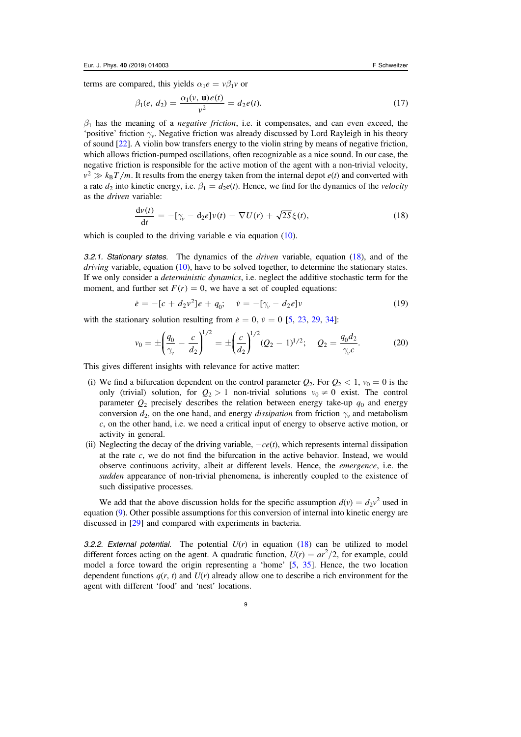terms are compared, this yields $\alpha_1 e = v\beta_1 v$ or

$$\beta_1(e, d_2) = \frac{\alpha_1(v, \mathbf{u})e(t)}{v^2} = d_2 e(t). \tag{17}$$

$\beta_1$ has the meaning of a *negative friction*, i.e. it compensates, and can even exceed, the 'positive' friction $\gamma_v$. Negative friction was already discussed by Lord Rayleigh in his theory of sound [22]. A violin bow transfers energy to the violin string by means of negative friction, which allows friction-pumped oscillations, often recognizable as a nice sound. In our case, the negative friction is responsible for the active motion of the agent with a non-trivial velocity, $v^2 \gg k_B T/m$. It results from the energy taken from the internal depot $e(t)$ and converted with a rate $d_2$ into kinetic energy, i.e. $\beta_1 = d_2 e(t)$. Hence, we find for the dynamics of the *velocity* as the *driven* variable:

$$\frac{\mathrm{d}v(t)}{\mathrm{d}t} = -[\gamma_v - \mathrm{d}_2 e]v(t) - \nabla U(r) + \sqrt{2S}\xi(t), \tag{18}$$

which is coupled to the driving variable e via equation (10).

*3.2.1. Stationary states.* The dynamics of the *driven* variable, equation (18), and of the *driving* variable, equation (10), have to be solved together, to determine the stationary states. If we only consider a *deterministic dynamics*, i.e. neglect the additive stochastic term for the moment, and further set $F(r) = 0$, we have a set of coupled equations:

$$\dot{e} = -[c + d_2 v^2]e + q_0; \quad \dot{v} = -[\gamma_v - d_2 e]v \tag{19}$$

with the stationary solution resulting from $\dot{e} = 0$, $\dot{v} = 0$ [5, 23, 29, 34]:

$$v_0 = \pm\left(\frac{q_0}{\gamma_v} - \frac{c}{d_2}\right)^{1/2} = \pm\left(\frac{c}{d_2}\right)^{1/2}(Q_2 - 1)^{1/2}; \quad Q_2 = \frac{q_0 d_2}{\gamma_v c}. \tag{20}$$

This gives different insights with relevance for active matter:

(i) We find a bifurcation dependent on the control parameter $Q_2$. For $Q_2 < 1$, $v_0 = 0$ is the only (trivial) solution, for $Q_2 > 1$ non-trivial solutions $v_0 \neq 0$ exist. The control parameter $Q_2$ precisely describes the relation between energy take-up $q_0$ and energy conversion $d_2$, on the one hand, and energy *dissipation* from friction $\gamma_v$ and metabolism $c$, on the other hand, i.e. we need a critical input of energy to observe active motion, or activity in general.

(ii) Neglecting the decay of the driving variable, $-ce(t)$, which represents internal dissipation at the rate $c$, we do not find the bifurcation in the active behavior. Instead, we would observe continuous activity, albeit at different levels. Hence, the *emergence*, i.e. the *sudden* appearance of non-trivial phenomena, is inherently coupled to the existence of such dissipative processes.

We add that the above discussion holds for the specific assumption $d(v) = d_2 v^2$ used in equation (9). Other possible assumptions for this conversion of internal into kinetic energy are discussed in [29] and compared with experiments in bacteria.

*3.2.2. External potential.* The potential $U(r)$ in equation (18) can be utilized to model different forces acting on the agent. A quadratic function, $U(r) = ar^2/2$, for example, could model a force toward the origin representing a 'home' [5, 35]. Hence, the two location dependent functions $q(r, t)$ and $U(r)$ already allow one to describe a rich environment for the agent with different 'food' and 'nest' locations.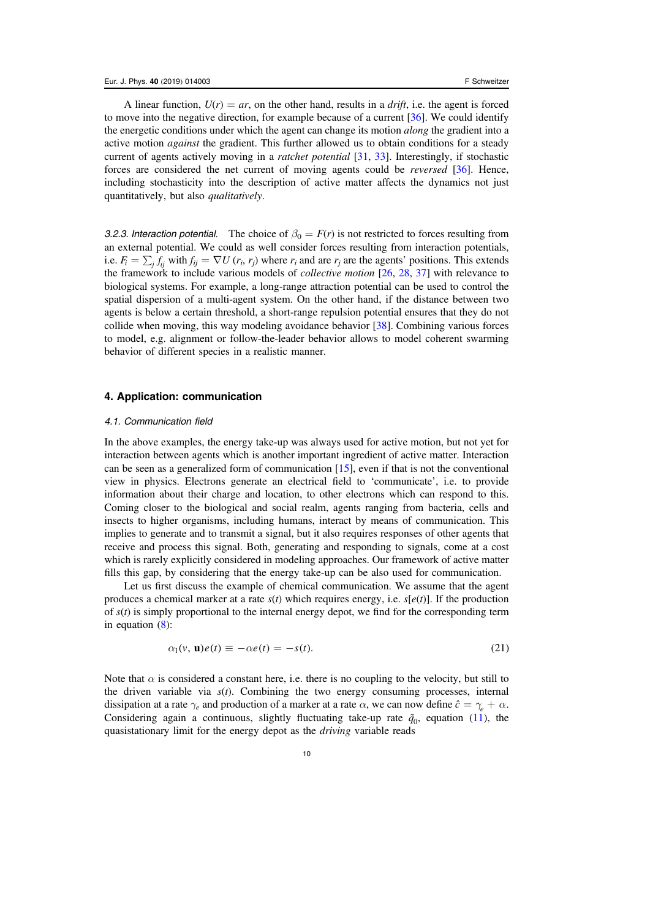A linear function, $U(r) = ar$, on the other hand, results in a *drift*, i.e. the agent is forced to move into the negative direction, for example because of a current [36]. We could identify the energetic conditions under which the agent can change its motion *along* the gradient into a active motion *against* the gradient. This further allowed us to obtain conditions for a steady current of agents actively moving in a *ratchet potential* [31, 33]. Interestingly, if stochastic forces are considered the net current of moving agents could be *reversed* [36]. Hence, including stochasticity into the description of active matter affects the dynamics not just quantitatively, but also *qualitatively*.

#### *3.2.3. Interaction potential.*

The choice of $\beta_0 = F(r)$ is not restricted to forces resulting from an external potential. We could as well consider forces resulting from interaction potentials, i.e. $F_i = \sum_j f_{ij}$ with $f_{ij} = \nabla U(r_i, r_j)$ where $r_i$ and are $r_j$ are the agents' positions. This extends the framework to include various models of *collective motion* [26, 28, 37] with relevance to biological systems. For example, a long-range attraction potential can be used to control the spatial dispersion of a multi-agent system. On the other hand, if the distance between two agents is below a certain threshold, a short-range repulsion potential ensures that they do not collide when moving, this way modeling avoidance behavior [38]. Combining various forces to model, e.g. alignment or follow-the-leader behavior allows to model coherent swarming behavior of different species in a realistic manner.

## 4. Application: communication

### *4.1. Communication field*

In the above examples, the energy take-up was always used for active motion, but not yet for interaction between agents which is another important ingredient of active matter. Interaction can be seen as a generalized form of communication [15], even if that is not the conventional view in physics. Electrons generate an electrical field to 'communicate', i.e. to provide information about their charge and location, to other electrons which can respond to this. Coming closer to the biological and social realm, agents ranging from bacteria, cells and insects to higher organisms, including humans, interact by means of communication. This implies to generate and to transmit a signal, but it also requires responses of other agents that receive and process this signal. Both, generating and responding to signals, come at a cost which is rarely explicitly considered in modeling approaches. Our framework of active matter fills this gap, by considering that the energy take-up can be also used for communication.

Let us first discuss the example of chemical communication. We assume that the agent produces a chemical marker at a rate $s(t)$ which requires energy, i.e. $s[e(t)]$. If the production of $s(t)$ is simply proportional to the internal energy depot, we find for the corresponding term in equation (8):

$$\alpha_1(v, \mathbf{u})e(t) \equiv -\alpha e(t) = -s(t). \tag{21}$$

Note that $\alpha$ is considered a constant here, i.e. there is no coupling to the velocity, but still to the driven variable via $s(t)$. Combining the two energy consuming processes, internal dissipation at a rate $\gamma_e$ and production of a marker at a rate $\alpha$, we can now define $\hat{c} = \gamma_e + \alpha$. Considering again a continuous, slightly fluctuating take-up rate $\tilde{q}_0$, equation (11), the quasistationary limit for the energy depot as the *driving* variable reads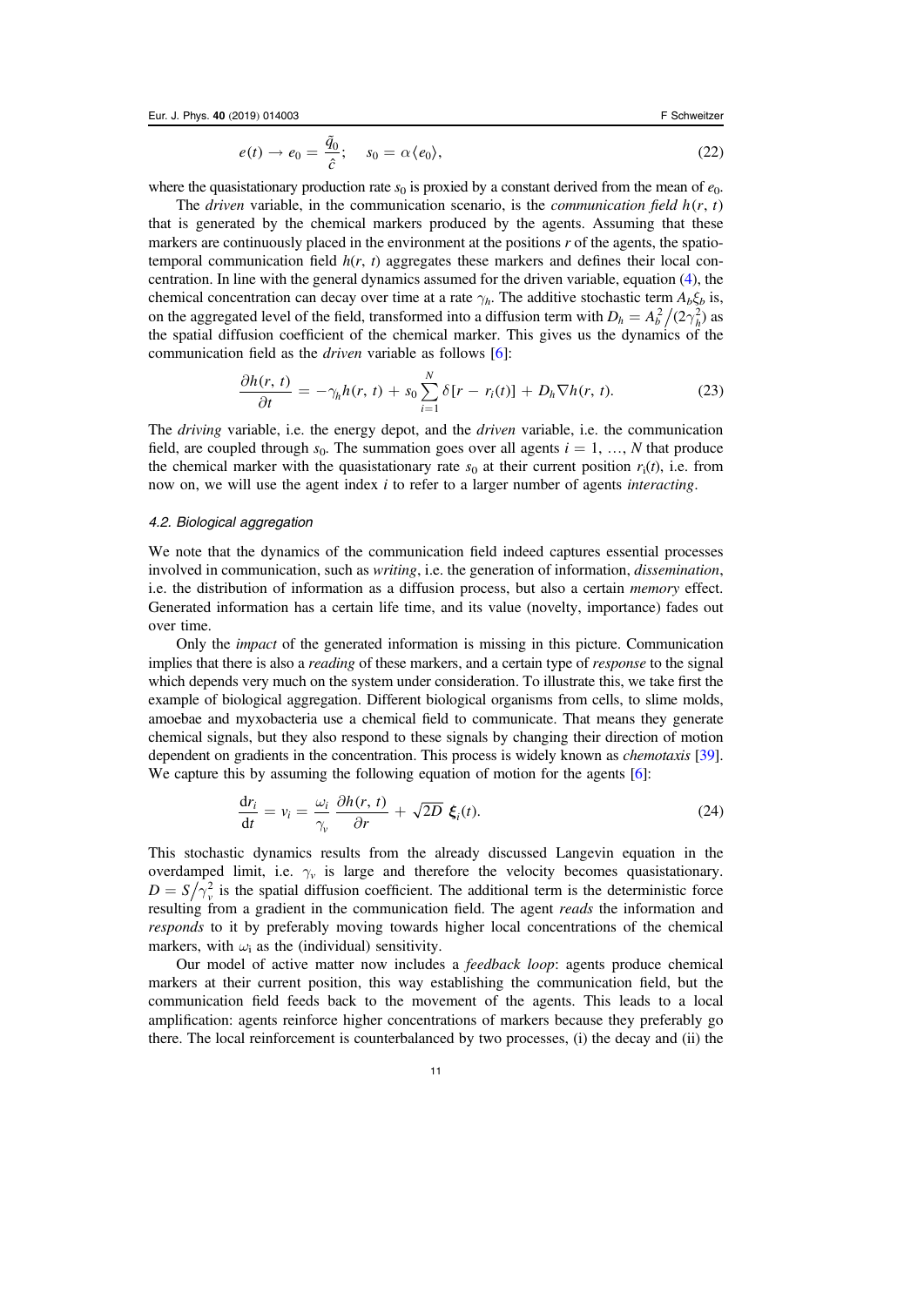$$e(t) \rightarrow e_0 = \frac{\tilde{q}_0}{\hat{c}}; \quad s_0 = \alpha \langle e_0 \rangle, \tag{22}$$

where the quasistationary production rate $s_0$ is proxied by a constant derived from the mean of $e_0$.

The *driven* variable, in the communication scenario, is the *communication field* $h(r, t)$ that is generated by the chemical markers produced by the agents. Assuming that these markers are continuously placed in the environment at the positions $r$ of the agents, the spatio-temporal communication field $h(r, t)$ aggregates these markers and defines their local concentration. In line with the general dynamics assumed for the driven variable, equation (4), the chemical concentration can decay over time at a rate $\gamma_h$. The additive stochastic term $A_b \xi_b$ is, on the aggregated level of the field, transformed into a diffusion term with $D_h = A_b^2 / (2\gamma_h^2)$ as the spatial diffusion coefficient of the chemical marker. This gives us the dynamics of the communication field as the *driven* variable as follows [6]:

$$\frac{\partial h(r, t)}{\partial t} = -\gamma_h h(r, t) + s_0 \sum_{i=1}^{N} \delta[r - r_i(t)] + D_h \nabla h(r, t). \tag{23}$$

The *driving* variable, i.e. the energy depot, and the *driven* variable, i.e. the communication field, are coupled through $s_0$. The summation goes over all agents $i = 1, \ldots, N$ that produce the chemical marker with the quasistationary rate $s_0$ at their current position $r_i(t)$, i.e. from now on, we will use the agent index $i$ to refer to a larger number of agents *interacting*.

### 4.2. Biological aggregation

We note that the dynamics of the communication field indeed captures essential processes involved in communication, such as *writing*, i.e. the generation of information, *dissemination*, i.e. the distribution of information as a diffusion process, but also a certain *memory* effect. Generated information has a certain life time, and its value (novelty, importance) fades out over time.

Only the *impact* of the generated information is missing in this picture. Communication implies that there is also a *reading* of these markers, and a certain type of *response* to the signal which depends very much on the system under consideration. To illustrate this, we take first the example of biological aggregation. Different biological organisms from cells, to slime molds, amoebae and myxobacteria use a chemical field to communicate. That means they generate chemical signals, but they also respond to these signals by changing their direction of motion dependent on gradients in the concentration. This process is widely known as *chemotaxis* [39]. We capture this by assuming the following equation of motion for the agents [6]:

$$\frac{dr_i}{dt} = v_i = \frac{\omega_i}{\gamma_v} \frac{\partial h(r, t)}{\partial r} + \sqrt{2D}\, \boldsymbol{\xi}_i(t). \tag{24}$$

This stochastic dynamics results from the already discussed Langevin equation in the overdamped limit, i.e. $\gamma_v$ is large and therefore the velocity becomes quasistationary. $D = S / \gamma_v^2$ is the spatial diffusion coefficient. The additional term is the deterministic force resulting from a gradient in the communication field. The agent *reads* the information and *responds* to it by preferably moving towards higher local concentrations of the chemical markers, with $\omega_i$ as the (individual) sensitivity.

Our model of active matter now includes a *feedback loop*: agents produce chemical markers at their current position, this way establishing the communication field, but the communication field feeds back to the movement of the agents. This leads to a local amplification: agents reinforce higher concentrations of markers because they preferably go there. The local reinforcement is counterbalanced by two processes, (i) the decay and (ii) the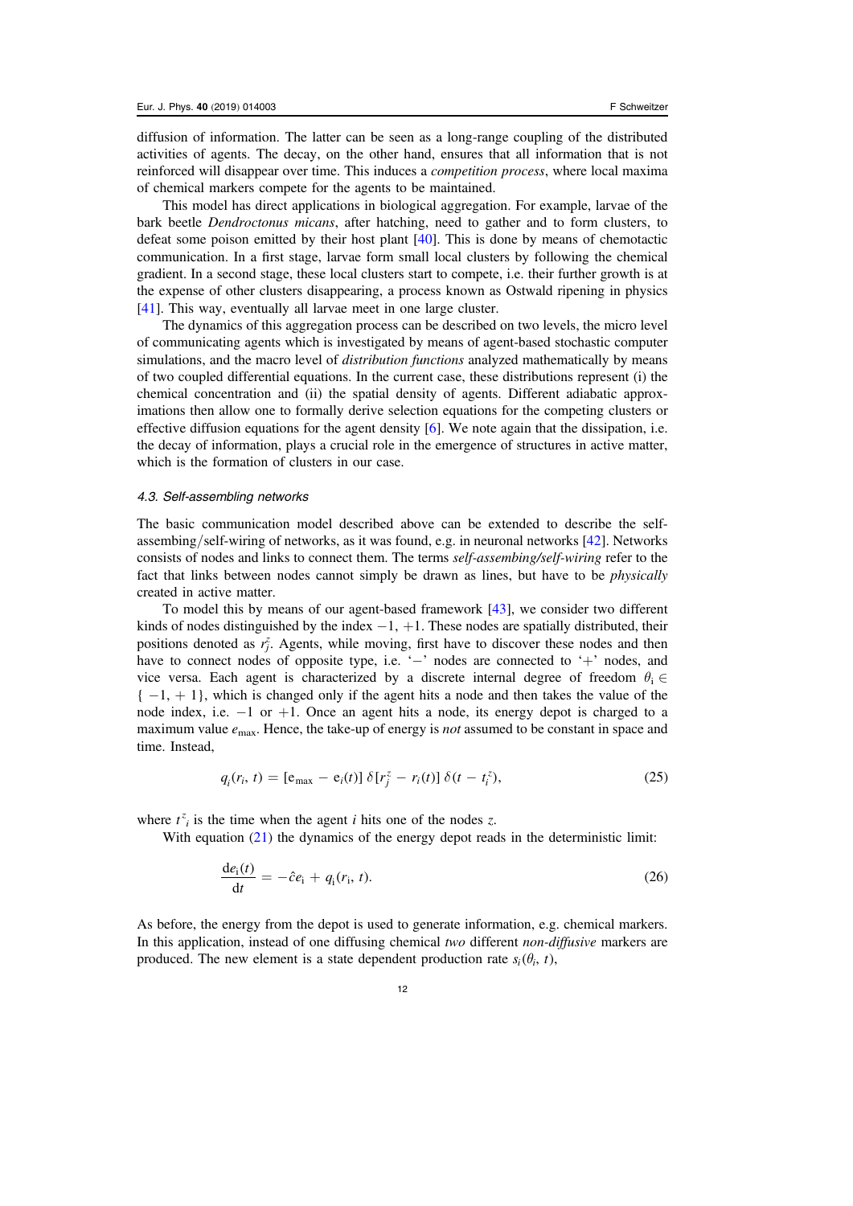diffusion of information. The latter can be seen as a long-range coupling of the distributed activities of agents. The decay, on the other hand, ensures that all information that is not reinforced will disappear over time. This induces a *competition process*, where local maxima of chemical markers compete for the agents to be maintained.

This model has direct applications in biological aggregation. For example, larvae of the bark beetle *Dendroctonus micans*, after hatching, need to gather and to form clusters, to defeat some poison emitted by their host plant [40]. This is done by means of chemotactic communication. In a first stage, larvae form small local clusters by following the chemical gradient. In a second stage, these local clusters start to compete, i.e. their further growth is at the expense of other clusters disappearing, a process known as Ostwald ripening in physics [41]. This way, eventually all larvae meet in one large cluster.

The dynamics of this aggregation process can be described on two levels, the micro level of communicating agents which is investigated by means of agent-based stochastic computer simulations, and the macro level of *distribution functions* analyzed mathematically by means of two coupled differential equations. In the current case, these distributions represent (i) the chemical concentration and (ii) the spatial density of agents. Different adiabatic approximations then allow one to formally derive selection equations for the competing clusters or effective diffusion equations for the agent density [6]. We note again that the dissipation, i.e. the decay of information, plays a crucial role in the emergence of structures in active matter, which is the formation of clusters in our case.

### 4.3. Self-assembling networks

The basic communication model described above can be extended to describe the self-assembing/self-wiring of networks, as it was found, e.g. in neuronal networks [42]. Networks consists of nodes and links to connect them. The terms *self-assembing/self-wiring* refer to the fact that links between nodes cannot simply be drawn as lines, but have to be *physically* created in active matter.

To model this by means of our agent-based framework [43], we consider two different kinds of nodes distinguished by the index $-1$, $+1$. These nodes are spatially distributed, their positions denoted as $r_j^z$. Agents, while moving, first have to discover these nodes and then have to connect nodes of opposite type, i.e. '$-$' nodes are connected to '$+$' nodes, and vice versa. Each agent is characterized by a discrete internal degree of freedom $\theta_i \in \{-1, +1\}$, which is changed only if the agent hits a node and then takes the value of the node index, i.e. $-1$ or $+1$. Once an agent hits a node, its energy depot is charged to a maximum value $e_{\max}$. Hence, the take-up of energy is *not* assumed to be constant in space and time. Instead,

$$q_i(r_i, t) = [\mathrm{e}_{\max} - \mathrm{e}_i(t)]\, \delta[r_j^z - r_i(t)]\, \delta(t - t_i^z), \tag{25}$$

where ${t^z}_i$ is the time when the agent $i$ hits one of the nodes $z$.

With equation (21) the dynamics of the energy depot reads in the deterministic limit:

$$\frac{\mathrm{d}e_\mathrm{i}(t)}{\mathrm{d}t} = -\hat{c}e_\mathrm{i} + q_\mathrm{i}(r_\mathrm{i}, t). \tag{26}$$

As before, the energy from the depot is used to generate information, e.g. chemical markers. In this application, instead of one diffusing chemical *two* different *non-diffusive* markers are produced. The new element is a state dependent production rate $s_i(\theta_i, t)$,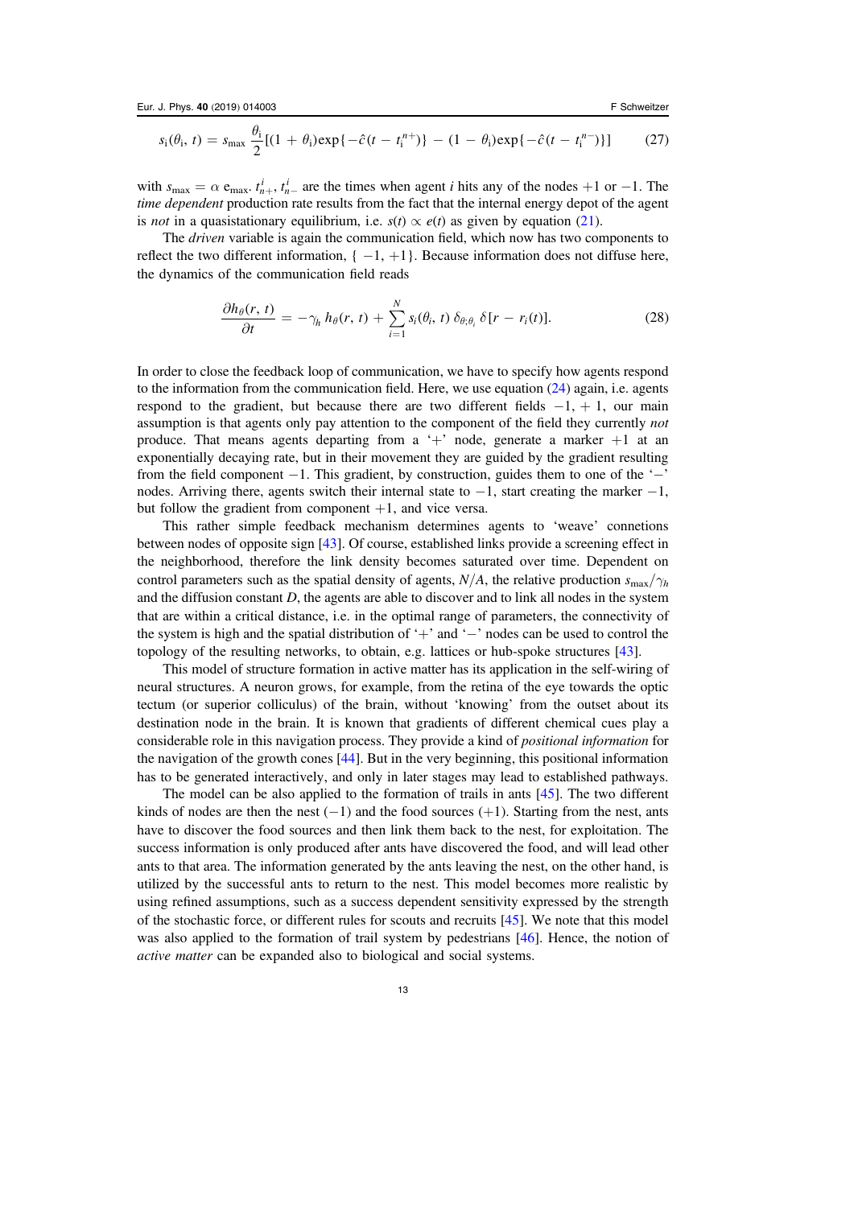$$s_i(\theta_i, t) = s_{\max} \frac{\theta_i}{2}[(1+\theta_i)\exp\{-\hat{c}(t - t_i^{n+})\} - (1-\theta_i)\exp\{-\hat{c}(t - t_i^{n-})\}] \tag{27}$$

with $s_{\max} = \alpha\, e_{\max}$. $t_{n+}^i$, $t_{n-}^i$ are the times when agent $i$ hits any of the nodes $+1$ or $-1$. The *time dependent* production rate results from the fact that the internal energy depot of the agent is *not* in a quasistationary equilibrium, i.e. $s(t) \propto e(t)$ as given by equation (21).

The *driven* variable is again the communication field, which now has two components to reflect the two different information, $\{-1, +1\}$. Because information does not diffuse here, the dynamics of the communication field reads

$$\frac{\partial h_\theta(r, t)}{\partial t} = -\gamma_h\, h_\theta(r, t) + \sum_{i=1}^{N} s_i(\theta_i, t)\, \delta_{\theta;\theta_i}\, \delta[r - r_i(t)]. \tag{28}$$

In order to close the feedback loop of communication, we have to specify how agents respond to the information from the communication field. Here, we use equation (24) again, i.e. agents respond to the gradient, but because there are two different fields $-1, +1$, our main assumption is that agents only pay attention to the component of the field they currently *not* produce. That means agents departing from a '+' node, generate a marker $+1$ at an exponentially decaying rate, but in their movement they are guided by the gradient resulting from the field component $-1$. This gradient, by construction, guides them to one of the '−' nodes. Arriving there, agents switch their internal state to $-1$, start creating the marker $-1$, but follow the gradient from component $+1$, and vice versa.

This rather simple feedback mechanism determines agents to 'weave' connetions between nodes of opposite sign [43]. Of course, established links provide a screening effect in the neighborhood, therefore the link density becomes saturated over time. Dependent on control parameters such as the spatial density of agents, $N/A$, the relative production $s_{\max}/\gamma_h$ and the diffusion constant $D$, the agents are able to discover and to link all nodes in the system that are within a critical distance, i.e. in the optimal range of parameters, the connectivity of the system is high and the spatial distribution of '+' and '−' nodes can be used to control the topology of the resulting networks, to obtain, e.g. lattices or hub-spoke structures [43].

This model of structure formation in active matter has its application in the self-wiring of neural structures. A neuron grows, for example, from the retina of the eye towards the optic tectum (or superior colliculus) of the brain, without 'knowing' from the outset about its destination node in the brain. It is known that gradients of different chemical cues play a considerable role in this navigation process. They provide a kind of *positional information* for the navigation of the growth cones [44]. But in the very beginning, this positional information has to be generated interactively, and only in later stages may lead to established pathways.

The model can be also applied to the formation of trails in ants [45]. The two different kinds of nodes are then the nest $(-1)$ and the food sources $(+1)$. Starting from the nest, ants have to discover the food sources and then link them back to the nest, for exploitation. The success information is only produced after ants have discovered the food, and will lead other ants to that area. The information generated by the ants leaving the nest, on the other hand, is utilized by the successful ants to return to the nest. This model becomes more realistic by using refined assumptions, such as a success dependent sensitivity expressed by the strength of the stochastic force, or different rules for scouts and recruits [45]. We note that this model was also applied to the formation of trail system by pedestrians [46]. Hence, the notion of *active matter* can be expanded also to biological and social systems.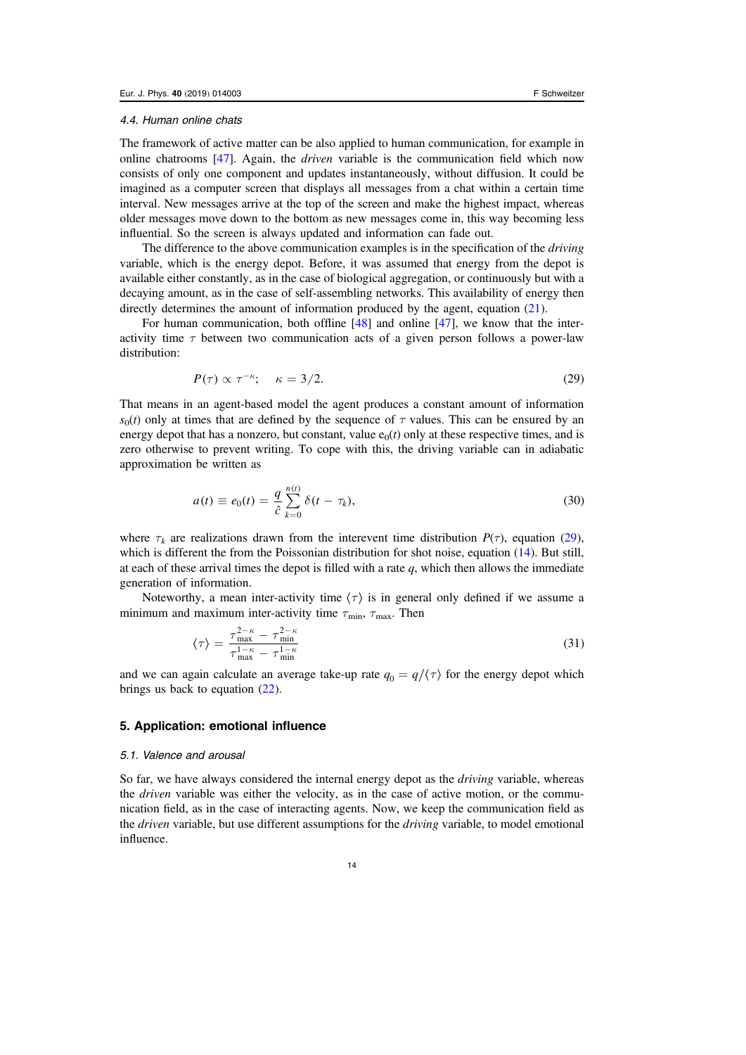### 4.4. Human online chats

The framework of active matter can be also applied to human communication, for example in online chatrooms [47]. Again, the *driven* variable is the communication field which now consists of only one component and updates instantaneously, without diffusion. It could be imagined as a computer screen that displays all messages from a chat within a certain time interval. New messages arrive at the top of the screen and make the highest impact, whereas older messages move down to the bottom as new messages come in, this way becoming less influential. So the screen is always updated and information can fade out.

The difference to the above communication examples is in the specification of the *driving* variable, which is the energy depot. Before, it was assumed that energy from the depot is available either constantly, as in the case of biological aggregation, or continuously but with a decaying amount, as in the case of self-assembling networks. This availability of energy then directly determines the amount of information produced by the agent, equation (21).

For human communication, both offline [48] and online [47], we know that the inter-activity time $\tau$ between two communication acts of a given person follows a power-law distribution:

$$P(\tau) \propto \tau^{-\kappa}; \quad \kappa = 3/2. \tag{29}$$

That means in an agent-based model the agent produces a constant amount of information $s_0(t)$ only at times that are defined by the sequence of $\tau$ values. This can be ensured by an energy depot that has a nonzero, but constant, value $e_0(t)$ only at these respective times, and is zero otherwise to prevent writing. To cope with this, the driving variable can in adiabatic approximation be written as

$$a(t) \equiv e_0(t) = \frac{q}{\hat{c}} \sum_{k=0}^{n(t)} \delta(t - \tau_k), \tag{30}$$

where $\tau_k$ are realizations drawn from the interevent time distribution $P(\tau)$, equation (29), which is different the from the Poissonian distribution for shot noise, equation (14). But still, at each of these arrival times the depot is filled with a rate $q$, which then allows the immediate generation of information.

Noteworthy, a mean inter-activity time $\langle \tau \rangle$ is in general only defined if we assume a minimum and maximum inter-activity time $\tau_{\min}$, $\tau_{\max}$. Then

$$\langle \tau \rangle = \frac{\tau_{\max}^{2-\kappa} - \tau_{\min}^{2-\kappa}}{\tau_{\max}^{1-\kappa} - \tau_{\min}^{1-\kappa}} \tag{31}$$

and we can again calculate an average take-up rate $q_0 = q/\langle \tau \rangle$ for the energy depot which brings us back to equation (22).

## 5. Application: emotional influence

### 5.1. Valence and arousal

So far, we have always considered the internal energy depot as the *driving* variable, whereas the *driven* variable was either the velocity, as in the case of active motion, or the communication field, as in the case of interacting agents. Now, we keep the communication field as the *driven* variable, but use different assumptions for the *driving* variable, to model emotional influence.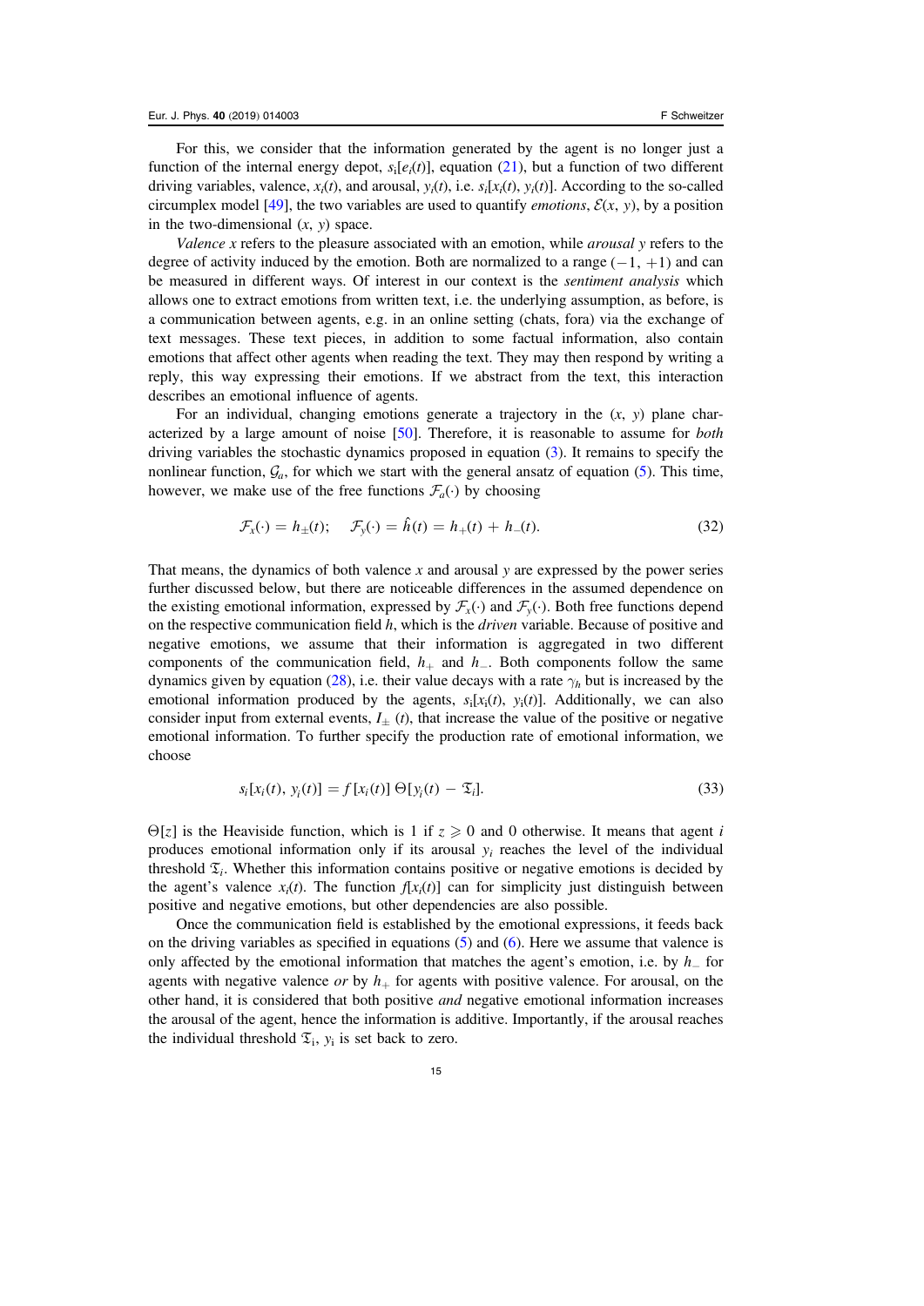For this, we consider that the information generated by the agent is no longer just a function of the internal energy depot, $s_i[e_i(t)]$, equation (21), but a function of two different driving variables, valence, $x_i(t)$, and arousal, $y_i(t)$, i.e. $s_i[x_i(t), y_i(t)]$. According to the so-called circumplex model [49], the two variables are used to quantify *emotions*, $\mathcal{E}(x, y)$, by a position in the two-dimensional $(x, y)$ space.

*Valence* $x$ refers to the pleasure associated with an emotion, while *arousal* $y$ refers to the degree of activity induced by the emotion. Both are normalized to a range $(-1, +1)$ and can be measured in different ways. Of interest in our context is the *sentiment analysis* which allows one to extract emotions from written text, i.e. the underlying assumption, as before, is a communication between agents, e.g. in an online setting (chats, fora) via the exchange of text messages. These text pieces, in addition to some factual information, also contain emotions that affect other agents when reading the text. They may then respond by writing a reply, this way expressing their emotions. If we abstract from the text, this interaction describes an emotional influence of agents.

For an individual, changing emotions generate a trajectory in the $(x, y)$ plane characterized by a large amount of noise [50]. Therefore, it is reasonable to assume for *both* driving variables the stochastic dynamics proposed in equation (3). It remains to specify the nonlinear function, $\mathcal{G}_a$, for which we start with the general ansatz of equation (5). This time, however, we make use of the free functions $\mathcal{F}_a(\cdot)$ by choosing

$$\mathcal{F}_x(\cdot) = h_{\pm}(t); \quad \mathcal{F}_y(\cdot) = \hat{h}(t) = h_{+}(t) + h_{-}(t). \tag{32}$$

That means, the dynamics of both valence $x$ and arousal $y$ are expressed by the power series further discussed below, but there are noticeable differences in the assumed dependence on the existing emotional information, expressed by $\mathcal{F}_x(\cdot)$ and $\mathcal{F}_y(\cdot)$. Both free functions depend on the respective communication field $h$, which is the *driven* variable. Because of positive and negative emotions, we assume that their information is aggregated in two different components of the communication field, $h_+$ and $h_-$. Both components follow the same dynamics given by equation (28), i.e. their value decays with a rate $\gamma_h$ but is increased by the emotional information produced by the agents, $s_i[x_i(t), y_i(t)]$. Additionally, we can also consider input from external events, $I_{\pm}(t)$, that increase the value of the positive or negative emotional information. To further specify the production rate of emotional information, we choose

$$s_i[x_i(t), y_i(t)] = f[x_i(t)]\, \Theta[y_i(t) - \mathfrak{T}_i]. \tag{33}$$

$\Theta[z]$ is the Heaviside function, which is 1 if $z \geqslant 0$ and 0 otherwise. It means that agent $i$ produces emotional information only if its arousal $y_i$ reaches the level of the individual threshold $\mathfrak{T}_i$. Whether this information contains positive or negative emotions is decided by the agent's valence $x_i(t)$. The function $f[x_i(t)]$ can for simplicity just distinguish between positive and negative emotions, but other dependencies are also possible.

Once the communication field is established by the emotional expressions, it feeds back on the driving variables as specified in equations (5) and (6). Here we assume that valence is only affected by the emotional information that matches the agent's emotion, i.e. by $h_-$ for agents with negative valence *or* by $h_+$ for agents with positive valence. For arousal, on the other hand, it is considered that both positive *and* negative emotional information increases the arousal of the agent, hence the information is additive. Importantly, if the arousal reaches the individual threshold $\mathfrak{T}_i$, $y_i$ is set back to zero.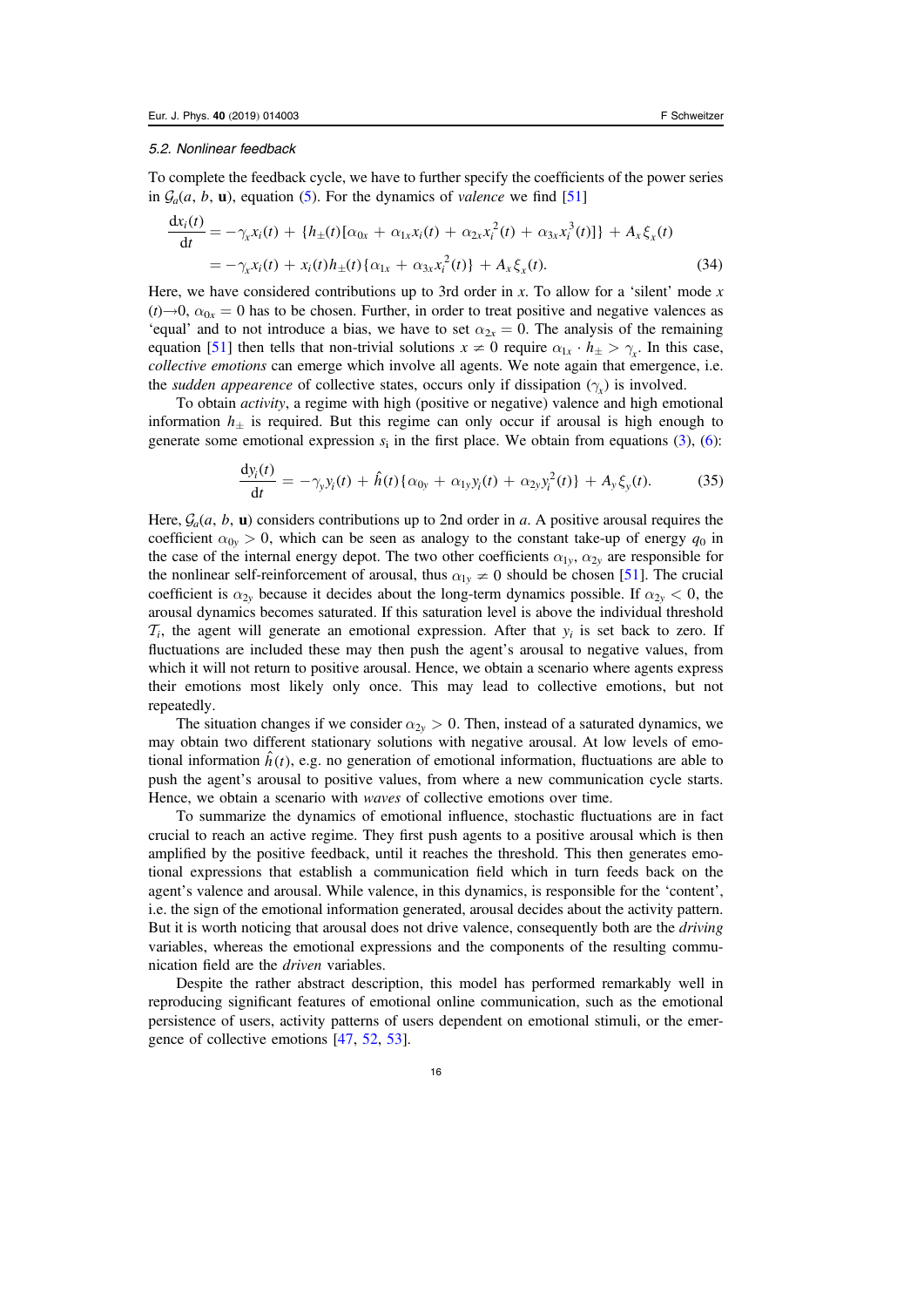### 5.2. Nonlinear feedback

To complete the feedback cycle, we have to further specify the coefficients of the power series in $\mathcal{G}_a(a, b, \mathbf{u})$, equation (5). For the dynamics of *valence* we find [51]

$$
\begin{aligned}
\frac{\mathrm{d}x_i(t)}{\mathrm{d}t} &= -\gamma_x x_i(t) + \{h_\pm(t)[\alpha_{0x} + \alpha_{1x}x_i(t) + \alpha_{2x}x_i^2(t) + \alpha_{3x}x_i^3(t)]\} + A_x\xi_x(t) \\
&= -\gamma_x x_i(t) + x_i(t)h_\pm(t)\{\alpha_{1x} + \alpha_{3x}x_i^2(t)\} + A_x\xi_x(t).
\end{aligned} \tag{34}
$$

Here, we have considered contributions up to 3rd order in $x$. To allow for a 'silent' mode $x(t)\to 0$, $\alpha_{0x} = 0$ has to be chosen. Further, in order to treat positive and negative valences as 'equal' and to not introduce a bias, we have to set $\alpha_{2x} = 0$. The analysis of the remaining equation [51] then tells that non-trivial solutions $x \neq 0$ require $\alpha_{1x} \cdot h_\pm > \gamma_x$. In this case, *collective emotions* can emerge which involve all agents. We note again that emergence, i.e. the *sudden appearence* of collective states, occurs only if dissipation ($\gamma_x$) is involved.

To obtain *activity*, a regime with high (positive or negative) valence and high emotional information $h_\pm$ is required. But this regime can only occur if arousal is high enough to generate some emotional expression $s_i$ in the first place. We obtain from equations (3), (6):

$$
\frac{\mathrm{d}y_i(t)}{\mathrm{d}t} = -\gamma_y y_i(t) + \hat{h}(t)\{\alpha_{0y} + \alpha_{1y}y_i(t) + \alpha_{2y}y_i^2(t)\} + A_y\xi_y(t). \tag{35}
$$

Here, $\mathcal{G}_a(a, b, \mathbf{u})$ considers contributions up to 2nd order in $a$. A positive arousal requires the coefficient $\alpha_{0y} > 0$, which can be seen as analogy to the constant take-up of energy $q_0$ in the case of the internal energy depot. The two other coefficients $\alpha_{1y}$, $\alpha_{2y}$ are responsible for the nonlinear self-reinforcement of arousal, thus $\alpha_{1y} \neq 0$ should be chosen [51]. The crucial coefficient is $\alpha_{2y}$ because it decides about the long-term dynamics possible. If $\alpha_{2y} < 0$, the arousal dynamics becomes saturated. If this saturation level is above the individual threshold $\mathcal{T}_i$, the agent will generate an emotional expression. After that $y_i$ is set back to zero. If fluctuations are included these may then push the agent's arousal to negative values, from which it will not return to positive arousal. Hence, we obtain a scenario where agents express their emotions most likely only once. This may lead to collective emotions, but not repeatedly.

The situation changes if we consider $\alpha_{2y} > 0$. Then, instead of a saturated dynamics, we may obtain two different stationary solutions with negative arousal. At low levels of emotional information $\hat{h}(t)$, e.g. no generation of emotional information, fluctuations are able to push the agent's arousal to positive values, from where a new communication cycle starts. Hence, we obtain a scenario with *waves* of collective emotions over time.

To summarize the dynamics of emotional influence, stochastic fluctuations are in fact crucial to reach an active regime. They first push agents to a positive arousal which is then amplified by the positive feedback, until it reaches the threshold. This then generates emotional expressions that establish a communication field which in turn feeds back on the agent's valence and arousal. While valence, in this dynamics, is responsible for the 'content', i.e. the sign of the emotional information generated, arousal decides about the activity pattern. But it is worth noticing that arousal does not drive valence, consequently both are the *driving* variables, whereas the emotional expressions and the components of the resulting communication field are the *driven* variables.

Despite the rather abstract description, this model has performed remarkably well in reproducing significant features of emotional online communication, such as the emotional persistence of users, activity patterns of users dependent on emotional stimuli, or the emergence of collective emotions [47, 52, 53].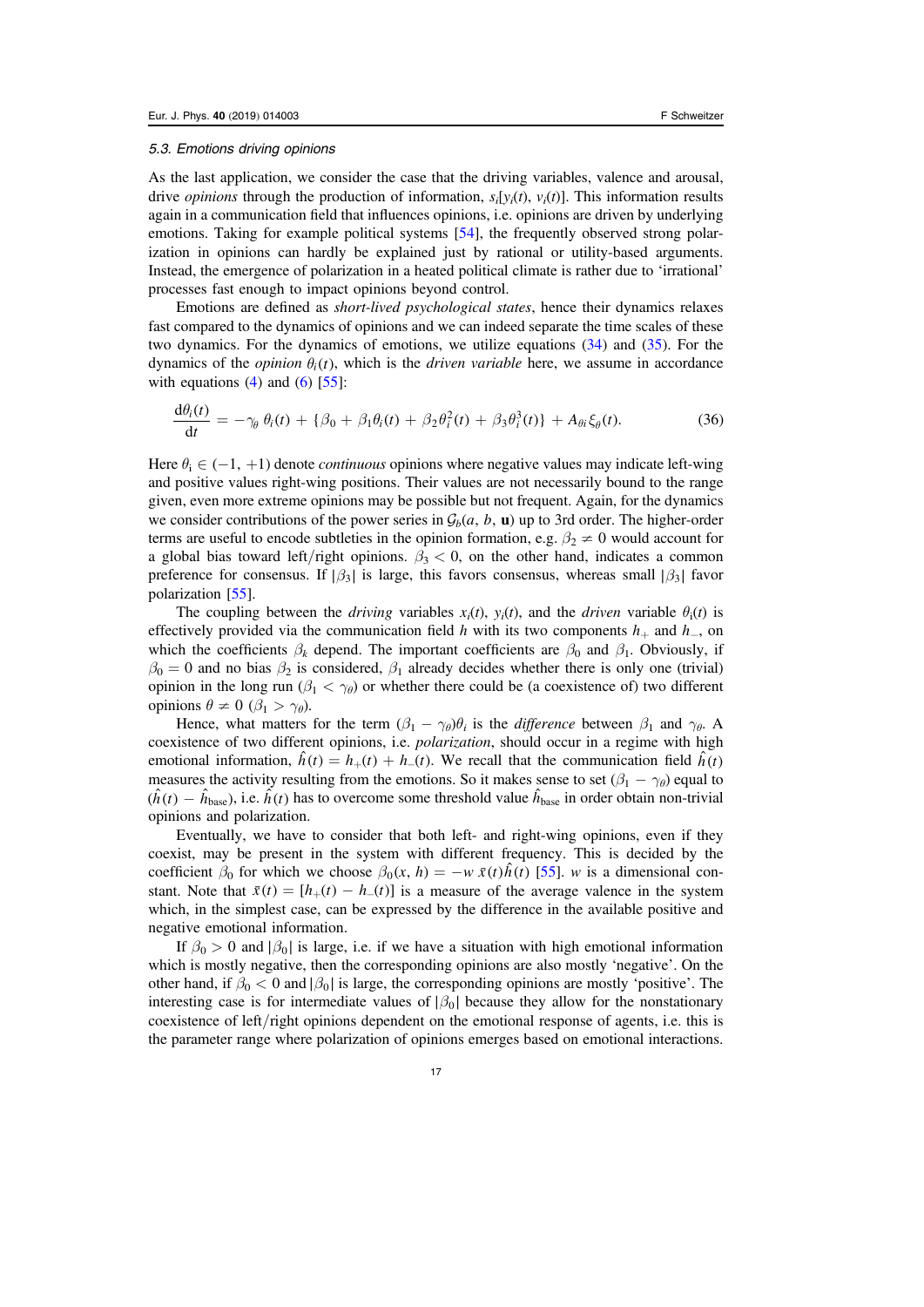### 5.3. Emotions driving opinions

As the last application, we consider the case that the driving variables, valence and arousal, drive *opinions* through the production of information, $s_i[y_i(t), v_i(t)]$. This information results again in a communication field that influences opinions, i.e. opinions are driven by underlying emotions. Taking for example political systems [54], the frequently observed strong polarization in opinions can hardly be explained just by rational or utility-based arguments. Instead, the emergence of polarization in a heated political climate is rather due to 'irrational' processes fast enough to impact opinions beyond control.

Emotions are defined as *short-lived psychological states*, hence their dynamics relaxes fast compared to the dynamics of opinions and we can indeed separate the time scales of these two dynamics. For the dynamics of emotions, we utilize equations (34) and (35). For the dynamics of the *opinion* $\theta_i(t)$, which is the *driven variable* here, we assume in accordance with equations (4) and (6) [55]:

$$\frac{\mathrm{d}\theta_i(t)}{\mathrm{d}t} = -\gamma_\theta\, \theta_i(t) + \{\beta_0 + \beta_1\theta_i(t) + \beta_2\theta_i^2(t) + \beta_3\theta_i^3(t)\} + A_{\theta i}\xi_\theta(t). \tag{36}$$

Here $\theta_i \in (-1, +1)$ denote *continuous* opinions where negative values may indicate left-wing and positive values right-wing positions. Their values are not necessarily bound to the range given, even more extreme opinions may be possible but not frequent. Again, for the dynamics we consider contributions of the power series in $\mathcal{G}_b(a, b, \mathbf{u})$ up to 3rd order. The higher-order terms are useful to encode subtleties in the opinion formation, e.g. $\beta_2 \neq 0$ would account for a global bias toward left/right opinions. $\beta_3 < 0$, on the other hand, indicates a common preference for consensus. If $|\beta_3|$ is large, this favors consensus, whereas small $|\beta_3|$ favor polarization [55].

The coupling between the *driving* variables $x_i(t)$, $y_i(t)$, and the *driven* variable $\theta_i(t)$ is effectively provided via the communication field $h$ with its two components $h_+$ and $h_-$, on which the coefficients $\beta_k$ depend. The important coefficients are $\beta_0$ and $\beta_1$. Obviously, if $\beta_0 = 0$ and no bias $\beta_2$ is considered, $\beta_1$ already decides whether there is only one (trivial) opinion in the long run ($\beta_1 < \gamma_\theta$) or whether there could be (a coexistence of) two different opinions $\theta \neq 0$ ($\beta_1 > \gamma_\theta$).

Hence, what matters for the term $(\beta_1 - \gamma_\theta)\theta_i$ is the *difference* between $\beta_1$ and $\gamma_\theta$. A coexistence of two different opinions, i.e. *polarization*, should occur in a regime with high emotional information, $\hat{h}(t) = h_+(t) + h_-(t)$. We recall that the communication field $\hat{h}(t)$ measures the activity resulting from the emotions. So it makes sense to set $(\beta_1 - \gamma_\theta)$ equal to $(\hat{h}(t) - \hat{h}_{\mathrm{base}})$, i.e. $\hat{h}(t)$ has to overcome some threshold value $\hat{h}_{\mathrm{base}}$ in order obtain non-trivial opinions and polarization.

Eventually, we have to consider that both left- and right-wing opinions, even if they coexist, may be present in the system with different frequency. This is decided by the coefficient $\beta_0$ for which we choose $\beta_0(x, h) = -w\, \bar{x}(t)\hat{h}(t)$ [55]. $w$ is a dimensional constant. Note that $\bar{x}(t) = [h_+(t) - h_-(t)]$ is a measure of the average valence in the system which, in the simplest case, can be expressed by the difference in the available positive and negative emotional information.

If $\beta_0 > 0$ and $|\beta_0|$ is large, i.e. if we have a situation with high emotional information which is mostly negative, then the corresponding opinions are also mostly 'negative'. On the other hand, if $\beta_0 < 0$ and $|\beta_0|$ is large, the corresponding opinions are mostly 'positive'. The interesting case is for intermediate values of $|\beta_0|$ because they allow for the nonstationary coexistence of left/right opinions dependent on the emotional response of agents, i.e. this is the parameter range where polarization of opinions emerges based on emotional interactions.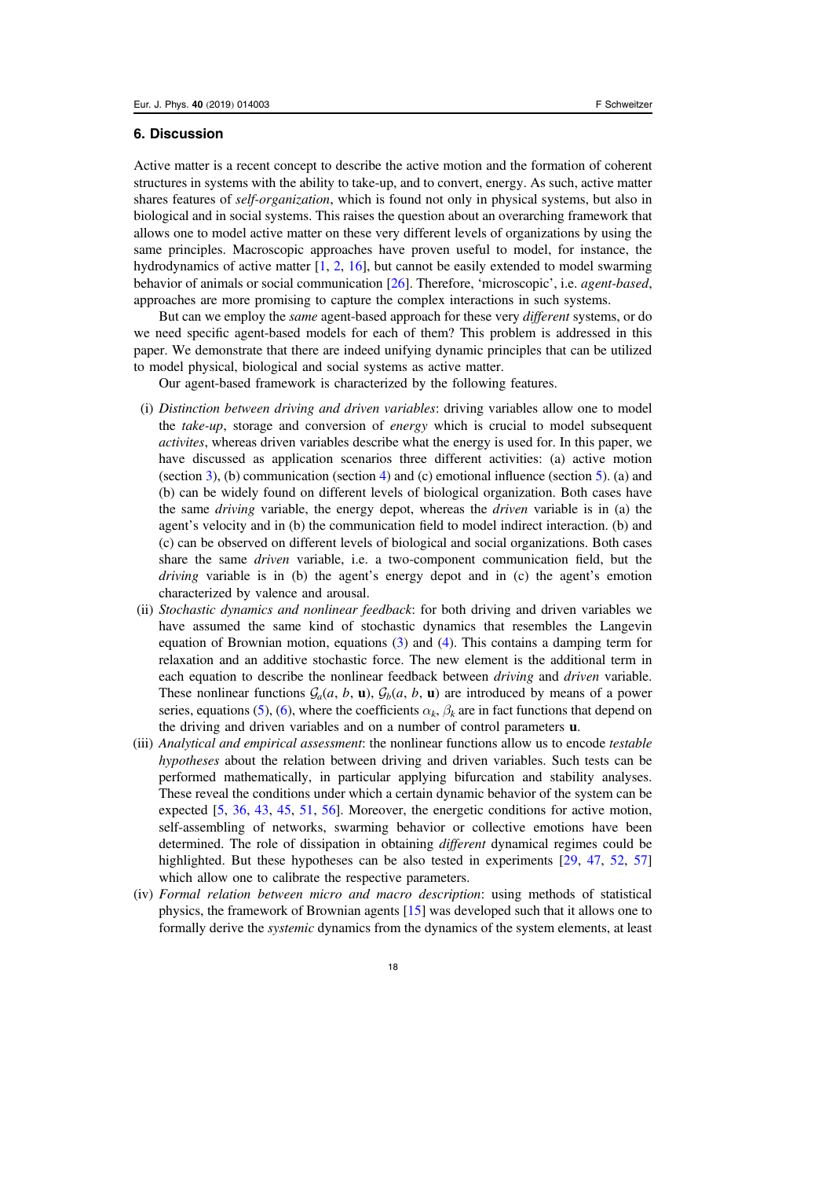## 6. Discussion

Active matter is a recent concept to describe the active motion and the formation of coherent structures in systems with the ability to take-up, and to convert, energy. As such, active matter shares features of *self-organization*, which is found not only in physical systems, but also in biological and in social systems. This raises the question about an overarching framework that allows one to model active matter on these very different levels of organizations by using the same principles. Macroscopic approaches have proven useful to model, for instance, the hydrodynamics of active matter [1, 2, 16], but cannot be easily extended to model swarming behavior of animals or social communication [26]. Therefore, 'microscopic', i.e. *agent-based*, approaches are more promising to capture the complex interactions in such systems.

But can we employ the *same* agent-based approach for these very *different* systems, or do we need specific agent-based models for each of them? This problem is addressed in this paper. We demonstrate that there are indeed unifying dynamic principles that can be utilized to model physical, biological and social systems as active matter.

Our agent-based framework is characterized by the following features.

- (i) *Distinction between driving and driven variables*: driving variables allow one to model the *take-up*, storage and conversion of *energy* which is crucial to model subsequent *activites*, whereas driven variables describe what the energy is used for. In this paper, we have discussed as application scenarios three different activities: (a) active motion (section 3), (b) communication (section 4) and (c) emotional influence (section 5). (a) and (b) can be widely found on different levels of biological organization. Both cases have the same *driving* variable, the energy depot, whereas the *driven* variable is in (a) the agent's velocity and in (b) the communication field to model indirect interaction. (b) and (c) can be observed on different levels of biological and social organizations. Both cases share the same *driven* variable, i.e. a two-component communication field, but the *driving* variable is in (b) the agent's energy depot and in (c) the agent's emotion characterized by valence and arousal.
- (ii) *Stochastic dynamics and nonlinear feedback*: for both driving and driven variables we have assumed the same kind of stochastic dynamics that resembles the Langevin equation of Brownian motion, equations (3) and (4). This contains a damping term for relaxation and an additive stochastic force. The new element is the additional term in each equation to describe the nonlinear feedback between *driving* and *driven* variable. These nonlinear functions $\mathcal{G}_a(a, b, \mathbf{u})$, $\mathcal{G}_b(a, b, \mathbf{u})$ are introduced by means of a power series, equations (5), (6), where the coefficients $\alpha_k$, $\beta_k$ are in fact functions that depend on the driving and driven variables and on a number of control parameters $\mathbf{u}$.
- (iii) *Analytical and empirical assessment*: the nonlinear functions allow us to encode *testable hypotheses* about the relation between driving and driven variables. Such tests can be performed mathematically, in particular applying bifurcation and stability analyses. These reveal the conditions under which a certain dynamic behavior of the system can be expected [5, 36, 43, 45, 51, 56]. Moreover, the energetic conditions for active motion, self-assembling of networks, swarming behavior or collective emotions have been determined. The role of dissipation in obtaining *different* dynamical regimes could be highlighted. But these hypotheses can be also tested in experiments [29, 47, 52, 57] which allow one to calibrate the respective parameters.
- (iv) *Formal relation between micro and macro description*: using methods of statistical physics, the framework of Brownian agents [15] was developed such that it allows one to formally derive the *systemic* dynamics from the dynamics of the system elements, at least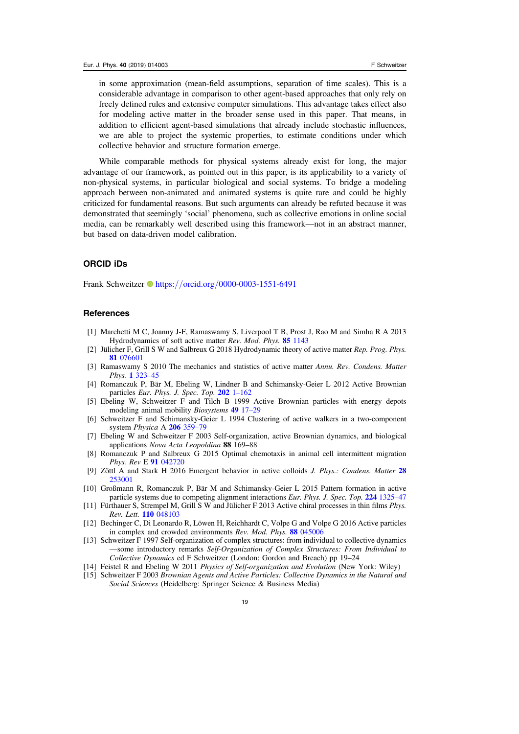in some approximation (mean-field assumptions, separation of time scales). This is a considerable advantage in comparison to other agent-based approaches that only rely on freely defined rules and extensive computer simulations. This advantage takes effect also for modeling active matter in the broader sense used in this paper. That means, in addition to efficient agent-based simulations that already include stochastic influences, we are able to project the systemic properties, to estimate conditions under which collective behavior and structure formation emerge.

While comparable methods for physical systems already exist for long, the major advantage of our framework, as pointed out in this paper, is its applicability to a variety of non-physical systems, in particular biological and social systems. To bridge a modeling approach between non-animated and animated systems is quite rare and could be highly criticized for fundamental reasons. But such arguments can already be refuted because it was demonstrated that seemingly 'social' phenomena, such as collective emotions in online social media, can be remarkably well described using this framework—not in an abstract manner, but based on data-driven model calibration.

## ORCID iDs

Frank Schweitzer https://orcid.org/0000-0003-1551-6491

## References

[1] Marchetti M C, Joanny J-F, Ramaswamy S, Liverpool T B, Prost J, Rao M and Simha R A 2013 Hydrodynamics of soft active matter *Rev. Mod. Phys.* **85** 1143

[2] Jülicher F, Grill S W and Salbreux G 2018 Hydrodynamic theory of active matter *Rep. Prog. Phys.* **81** 076601

[3] Ramaswamy S 2010 The mechanics and statistics of active matter *Annu. Rev. Condens. Matter Phys.* **1** 323–45

[4] Romanczuk P, Bär M, Ebeling W, Lindner B and Schimansky-Geier L 2012 Active Brownian particles *Eur. Phys. J. Spec. Top.* **202** 1–162

[5] Ebeling W, Schweitzer F and Tilch B 1999 Active Brownian particles with energy depots modeling animal mobility *Biosystems* **49** 17–29

[6] Schweitzer F and Schimansky-Geier L 1994 Clustering of active walkers in a two-component system *Physica* A **206** 359–79

[7] Ebeling W and Schweitzer F 2003 Self-organization, active Brownian dynamics, and biological applications *Nova Acta Leopoldina* **88** 169–88

[8] Romanczuk P and Salbreux G 2015 Optimal chemotaxis in animal cell intermittent migration *Phys. Rev* E **91** 042720

[9] Zöttl A and Stark H 2016 Emergent behavior in active colloids *J. Phys.: Condens. Matter* **28** 253001

[10] Großmann R, Romanczuk P, Bär M and Schimansky-Geier L 2015 Pattern formation in active particle systems due to competing alignment interactions *Eur. Phys. J. Spec. Top.* **224** 1325–47

[11] Fürthauer S, Strempel M, Grill S W and Jülicher F 2013 Active chiral processes in thin films *Phys. Rev. Lett.* **110** 048103

[12] Bechinger C, Di Leonardo R, Löwen H, Reichhardt C, Volpe G and Volpe G 2016 Active particles in complex and crowded environments *Rev. Mod. Phys.* **88** 045006

[13] Schweitzer F 1997 Self-organization of complex structures: from individual to collective dynamics—some introductory remarks *Self-Organization of Complex Structures: From Individual to Collective Dynamics* ed F Schweitzer (London: Gordon and Breach) pp 19–24

[14] Feistel R and Ebeling W 2011 *Physics of Self-organization and Evolution* (New York: Wiley)

[15] Schweitzer F 2003 *Brownian Agents and Active Particles: Collective Dynamics in the Natural and Social Sciences* (Heidelberg: Springer Science & Business Media)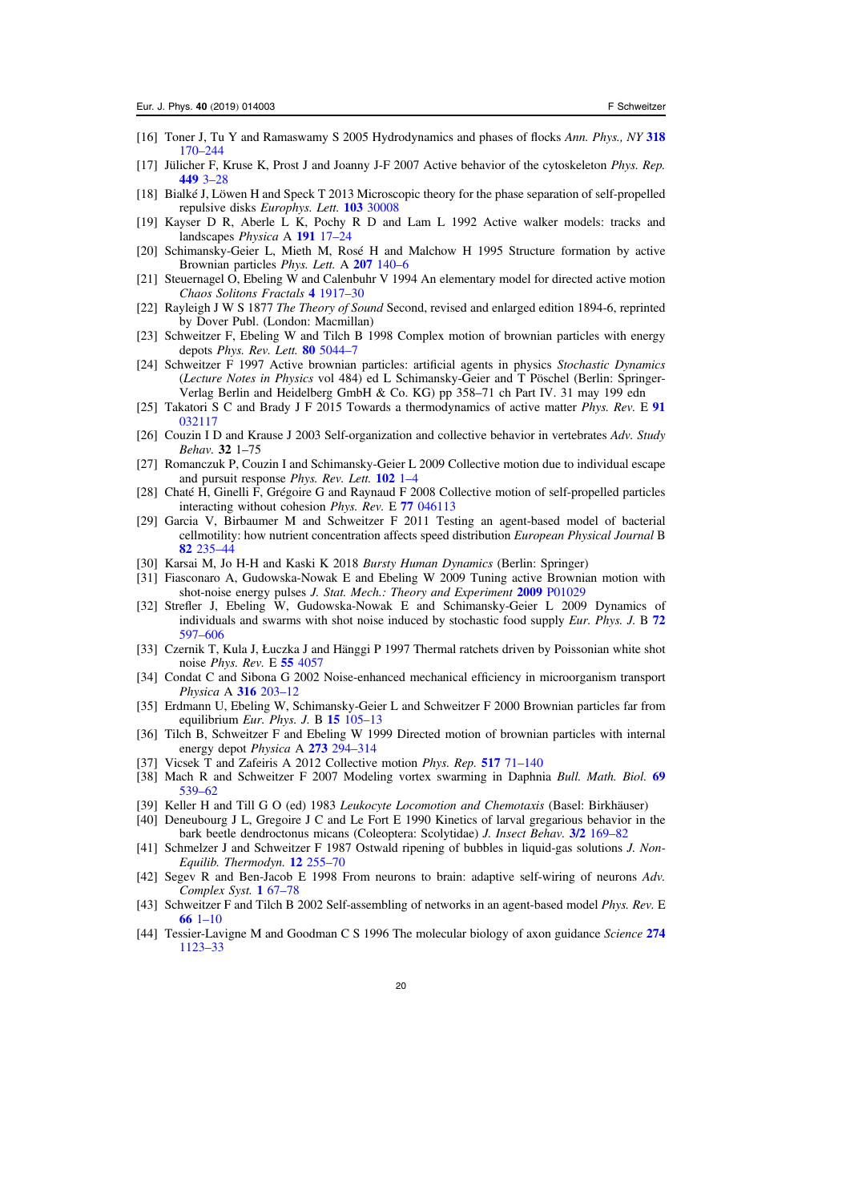[16] Toner J, Tu Y and Ramaswamy S 2005 Hydrodynamics and phases of flocks *Ann. Phys., NY* **318** 170–244

[17] Jülicher F, Kruse K, Prost J and Joanny J-F 2007 Active behavior of the cytoskeleton *Phys. Rep.* **449** 3–28

[18] Bialké J, Löwen H and Speck T 2013 Microscopic theory for the phase separation of self-propelled repulsive disks *Europhys. Lett.* **103** 30008

[19] Kayser D R, Aberle L K, Pochy R D and Lam L 1992 Active walker models: tracks and landscapes *Physica* A **191** 17–24

[20] Schimansky-Geier L, Mieth M, Rosé H and Malchow H 1995 Structure formation by active Brownian particles *Phys. Lett.* A **207** 140–6

[21] Steuernagel O, Ebeling W and Calenbuhr V 1994 An elementary model for directed active motion *Chaos Solitons Fractals* **4** 1917–30

[22] Rayleigh J W S 1877 *The Theory of Sound* Second, revised and enlarged edition 1894-6, reprinted by Dover Publ. (London: Macmillan)

[23] Schweitzer F, Ebeling W and Tilch B 1998 Complex motion of brownian particles with energy depots *Phys. Rev. Lett.* **80** 5044–7

[24] Schweitzer F 1997 Active brownian particles: artificial agents in physics *Stochastic Dynamics* (*Lecture Notes in Physics* vol 484) ed L Schimansky-Geier and T Pöschel (Berlin: Springer-Verlag Berlin and Heidelberg GmbH & Co. KG) pp 358–71 ch Part IV. 31 may 199 edn

[25] Takatori S C and Brady J F 2015 Towards a thermodynamics of active matter *Phys. Rev.* E **91** 032117

[26] Couzin I D and Krause J 2003 Self-organization and collective behavior in vertebrates *Adv. Study Behav.* **32** 1–75

[27] Romanczuk P, Couzin I and Schimansky-Geier L 2009 Collective motion due to individual escape and pursuit response *Phys. Rev. Lett.* **102** 1–4

[28] Chaté H, Ginelli F, Grégoire G and Raynaud F 2008 Collective motion of self-propelled particles interacting without cohesion *Phys. Rev.* E **77** 046113

[29] Garcia V, Birbaumer M and Schweitzer F 2011 Testing an agent-based model of bacterial cellmotility: how nutrient concentration affects speed distribution *European Physical Journal* B **82** 235–44

[30] Karsai M, Jo H-H and Kaski K 2018 *Bursty Human Dynamics* (Berlin: Springer)

[31] Fiasconaro A, Gudowska-Nowak E and Ebeling W 2009 Tuning active Brownian motion with shot-noise energy pulses *J. Stat. Mech.: Theory and Experiment* **2009** P01029

[32] Strefler J, Ebeling W, Gudowska-Nowak E and Schimansky-Geier L 2009 Dynamics of individuals and swarms with shot noise induced by stochastic food supply *Eur. Phys. J.* B **72** 597–606

[33] Czernik T, Kula J, Łuczka J and Hänggi P 1997 Thermal ratchets driven by Poissonian white shot noise *Phys. Rev.* E **55** 4057

[34] Condat C and Sibona G 2002 Noise-enhanced mechanical efficiency in microorganism transport *Physica* A **316** 203–12

[35] Erdmann U, Ebeling W, Schimansky-Geier L and Schweitzer F 2000 Brownian particles far from equilibrium *Eur. Phys. J.* B **15** 105–13

[36] Tilch B, Schweitzer F and Ebeling W 1999 Directed motion of brownian particles with internal energy depot *Physica* A **273** 294–314

[37] Vicsek T and Zafeiris A 2012 Collective motion *Phys. Rep.* **517** 71–140

[38] Mach R and Schweitzer F 2007 Modeling vortex swarming in Daphnia *Bull. Math. Biol.* **69** 539–62

[39] Keller H and Till G O (ed) 1983 *Leukocyte Locomotion and Chemotaxis* (Basel: Birkhäuser)

[40] Deneubourg J L, Gregoire J C and Le Fort E 1990 Kinetics of larval gregarious behavior in the bark beetle dendroctonus micans (Coleoptera: Scolytidae) *J. Insect Behav.* **3/2** 169–82

[41] Schmelzer J and Schweitzer F 1987 Ostwald ripening of bubbles in liquid-gas solutions *J. Non-Equilib. Thermodyn.* **12** 255–70

[42] Segev R and Ben-Jacob E 1998 From neurons to brain: adaptive self-wiring of neurons *Adv. Complex Syst.* **1** 67–78

[43] Schweitzer F and Tilch B 2002 Self-assembling of networks in an agent-based model *Phys. Rev.* E **66** 1–10

[44] Tessier-Lavigne M and Goodman C S 1996 The molecular biology of axon guidance *Science* **274** 1123–33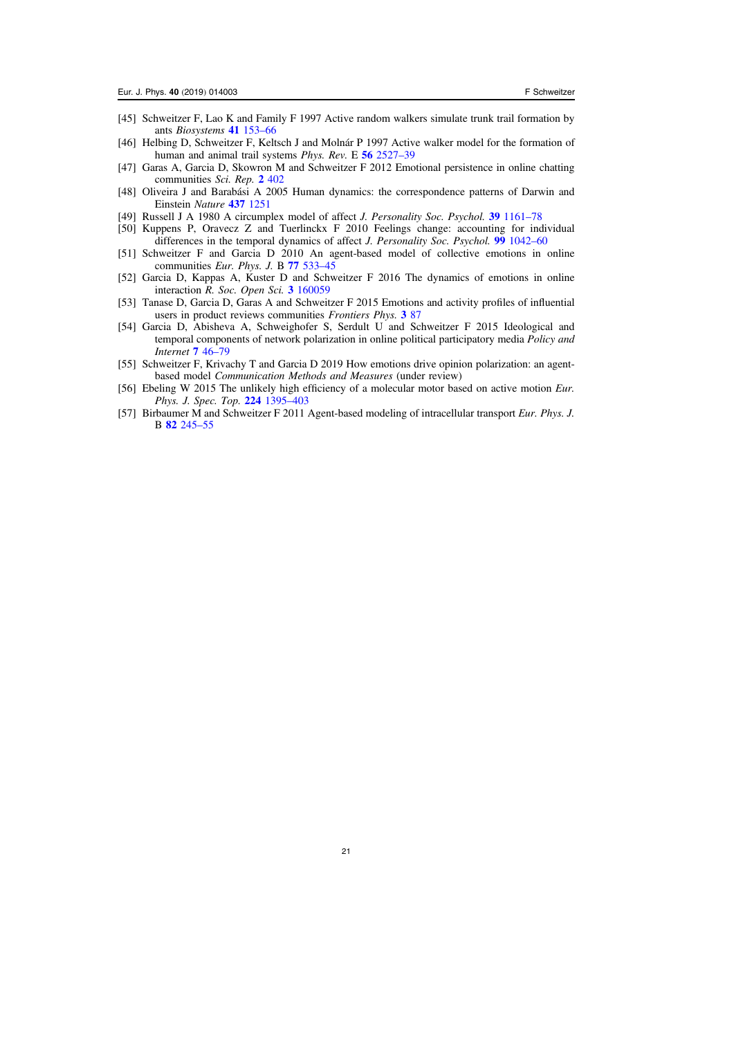[45] Schweitzer F, Lao K and Family F 1997 Active random walkers simulate trunk trail formation by ants *Biosystems* **41** 153–66

[46] Helbing D, Schweitzer F, Keltsch J and Molnár P 1997 Active walker model for the formation of human and animal trail systems *Phys. Rev.* E **56** 2527–39

[47] Garas A, Garcia D, Skowron M and Schweitzer F 2012 Emotional persistence in online chatting communities *Sci. Rep.* **2** 402

[48] Oliveira J and Barabási A 2005 Human dynamics: the correspondence patterns of Darwin and Einstein *Nature* **437** 1251

[49] Russell J A 1980 A circumplex model of affect *J. Personality Soc. Psychol.* **39** 1161–78

[50] Kuppens P, Oravecz Z and Tuerlinckx F 2010 Feelings change: accounting for individual differences in the temporal dynamics of affect *J. Personality Soc. Psychol.* **99** 1042–60

[51] Schweitzer F and Garcia D 2010 An agent-based model of collective emotions in online communities *Eur. Phys. J.* B **77** 533–45

[52] Garcia D, Kappas A, Kuster D and Schweitzer F 2016 The dynamics of emotions in online interaction *R. Soc. Open Sci.* **3** 160059

[53] Tanase D, Garcia D, Garas A and Schweitzer F 2015 Emotions and activity profiles of influential users in product reviews communities *Frontiers Phys.* **3** 87

[54] Garcia D, Abisheva A, Schweighofer S, Serdult U and Schweitzer F 2015 Ideological and temporal components of network polarization in online political participatory media *Policy and Internet* **7** 46–79

[55] Schweitzer F, Krivachy T and Garcia D 2019 How emotions drive opinion polarization: an agent-based model *Communication Methods and Measures* (under review)

[56] Ebeling W 2015 The unlikely high efficiency of a molecular motor based on active motion *Eur. Phys. J. Spec. Top.* **224** 1395–403

[57] Birbaumer M and Schweitzer F 2011 Agent-based modeling of intracellular transport *Eur. Phys. J.* B **82** 245–55